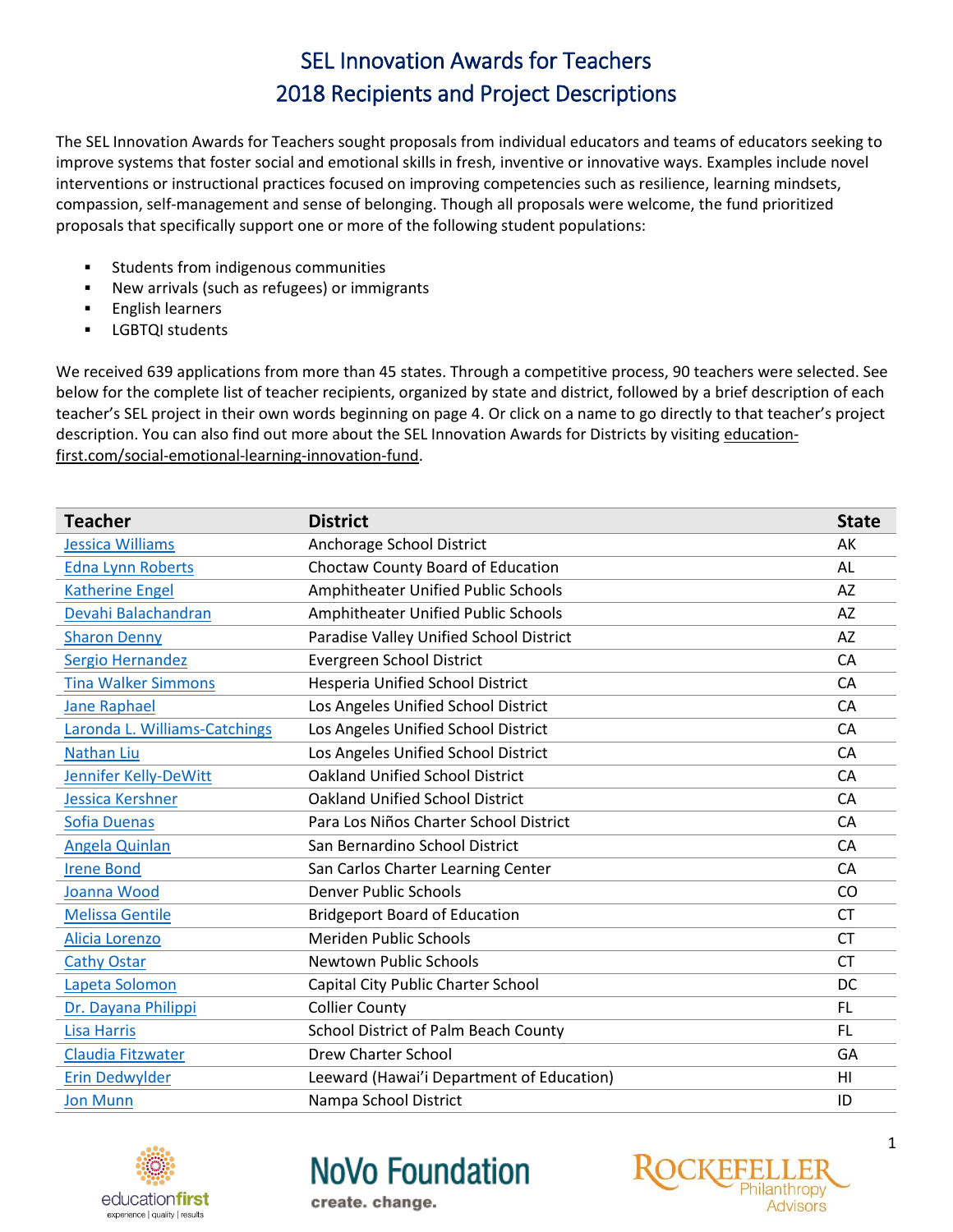# SEL Innovation Awards for Teachers
# 2018 Recipients and Project Descriptions

The SEL Innovation Awards for Teachers sought proposals from individual educators and teams of educators seeking to improve systems that foster social and emotional skills in fresh, inventive or innovative ways. Examples include novel interventions or instructional practices focused on improving competencies such as resilience, learning mindsets, compassion, self-management and sense of belonging. Though all proposals were welcome, the fund prioritized proposals that specifically support one or more of the following student populations:

- Students from indigenous communities
- New arrivals (such as refugees) or immigrants
- English learners
- LGBTQI students

We received 639 applications from more than 45 states. Through a competitive process, 90 teachers were selected. See below for the complete list of teacher recipients, organized by state and district, followed by a brief description of each teacher's SEL project in their own words beginning on page 4. Or click on a name to go directly to that teacher's project description. You can also find out more about the SEL Innovation Awards for Districts by visiting education-first.com/social-emotional-learning-innovation-fund.

| Teacher | District | State |
|---|---|---|
| Jessica Williams | Anchorage School District | AK |
| Edna Lynn Roberts | Choctaw County Board of Education | AL |
| Katherine Engel | Amphitheater Unified Public Schools | AZ |
| Devahi Balachandran | Amphitheater Unified Public Schools | AZ |
| Sharon Denny | Paradise Valley Unified School District | AZ |
| Sergio Hernandez | Evergreen School District | CA |
| Tina Walker Simmons | Hesperia Unified School District | CA |
| Jane Raphael | Los Angeles Unified School District | CA |
| Laronda L. Williams-Catchings | Los Angeles Unified School District | CA |
| Nathan Liu | Los Angeles Unified School District | CA |
| Jennifer Kelly-DeWitt | Oakland Unified School District | CA |
| Jessica Kershner | Oakland Unified School District | CA |
| Sofia Duenas | Para Los Niños Charter School District | CA |
| Angela Quinlan | San Bernardino School District | CA |
| Irene Bond | San Carlos Charter Learning Center | CA |
| Joanna Wood | Denver Public Schools | CO |
| Melissa Gentile | Bridgeport Board of Education | CT |
| Alicia Lorenzo | Meriden Public Schools | CT |
| Cathy Ostar | Newtown Public Schools | CT |
| Lapeta Solomon | Capital City Public Charter School | DC |
| Dr. Dayana Philippi | Collier County | FL |
| Lisa Harris | School District of Palm Beach County | FL |
| Claudia Fitzwater | Drew Charter School | GA |
| Erin Dedwylder | Leeward (Hawai'i Department of Education) | HI |
| Jon Munn | Nampa School District | ID |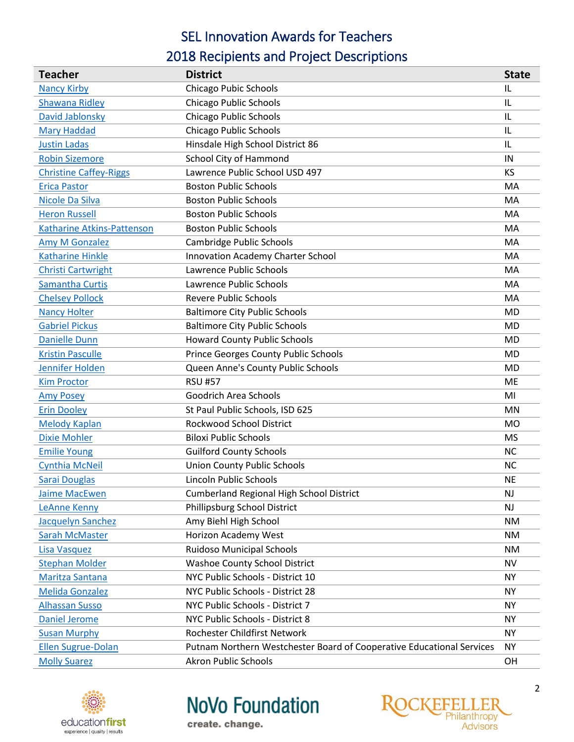# SEL Innovation Awards for Teachers

## 2018 Recipients and Project Descriptions

| Teacher | District | State |
|---|---|---|
| Nancy Kirby | Chicago Pubic Schools | IL |
| Shawana Ridley | Chicago Public Schools | IL |
| David Jablonsky | Chicago Public Schools | IL |
| Mary Haddad | Chicago Public Schools | IL |
| Justin Ladas | Hinsdale High School District 86 | IL |
| Robin Sizemore | School City of Hammond | IN |
| Christine Caffey-Riggs | Lawrence Public School USD 497 | KS |
| Erica Pastor | Boston Public Schools | MA |
| Nicole Da Silva | Boston Public Schools | MA |
| Heron Russell | Boston Public Schools | MA |
| Katharine Atkins-Pattenson | Boston Public Schools | MA |
| Amy M Gonzalez | Cambridge Public Schools | MA |
| Katharine Hinkle | Innovation Academy Charter School | MA |
| Christi Cartwright | Lawrence Public Schools | MA |
| Samantha Curtis | Lawrence Public Schools | MA |
| Chelsey Pollock | Revere Public Schools | MA |
| Nancy Holter | Baltimore City Public Schools | MD |
| Gabriel Pickus | Baltimore City Public Schools | MD |
| Danielle Dunn | Howard County Public Schools | MD |
| Kristin Pasculle | Prince Georges County Public Schools | MD |
| Jennifer Holden | Queen Anne's County Public Schools | MD |
| Kim Proctor | RSU #57 | ME |
| Amy Posey | Goodrich Area Schools | MI |
| Erin Dooley | St Paul Public Schools, ISD 625 | MN |
| Melody Kaplan | Rockwood School District | MO |
| Dixie Mohler | Biloxi Public Schools | MS |
| Emilie Young | Guilford County Schools | NC |
| Cynthia McNeil | Union County Public Schools | NC |
| Sarai Douglas | Lincoln Public Schools | NE |
| Jaime MacEwen | Cumberland Regional High School District | NJ |
| LeAnne Kenny | Phillipsburg School District | NJ |
| Jacquelyn Sanchez | Amy Biehl High School | NM |
| Sarah McMaster | Horizon Academy West | NM |
| Lisa Vasquez | Ruidoso Municipal Schools | NM |
| Stephan Molder | Washoe County School District | NV |
| Maritza Santana | NYC Public Schools - District 10 | NY |
| Melida Gonzalez | NYC Public Schools - District 28 | NY |
| Alhassan Susso | NYC Public Schools - District 7 | NY |
| Daniel Jerome | NYC Public Schools - District 8 | NY |
| Susan Murphy | Rochester Childfirst Network | NY |
| Ellen Sugrue-Dolan | Putnam Northern Westchester Board of Cooperative Educational Services | NY |
| Molly Suarez | Akron Public Schools | OH |

educationfirst experience | quality | results — NoVo Foundation create. change. — Rockefeller Philanthropy Advisors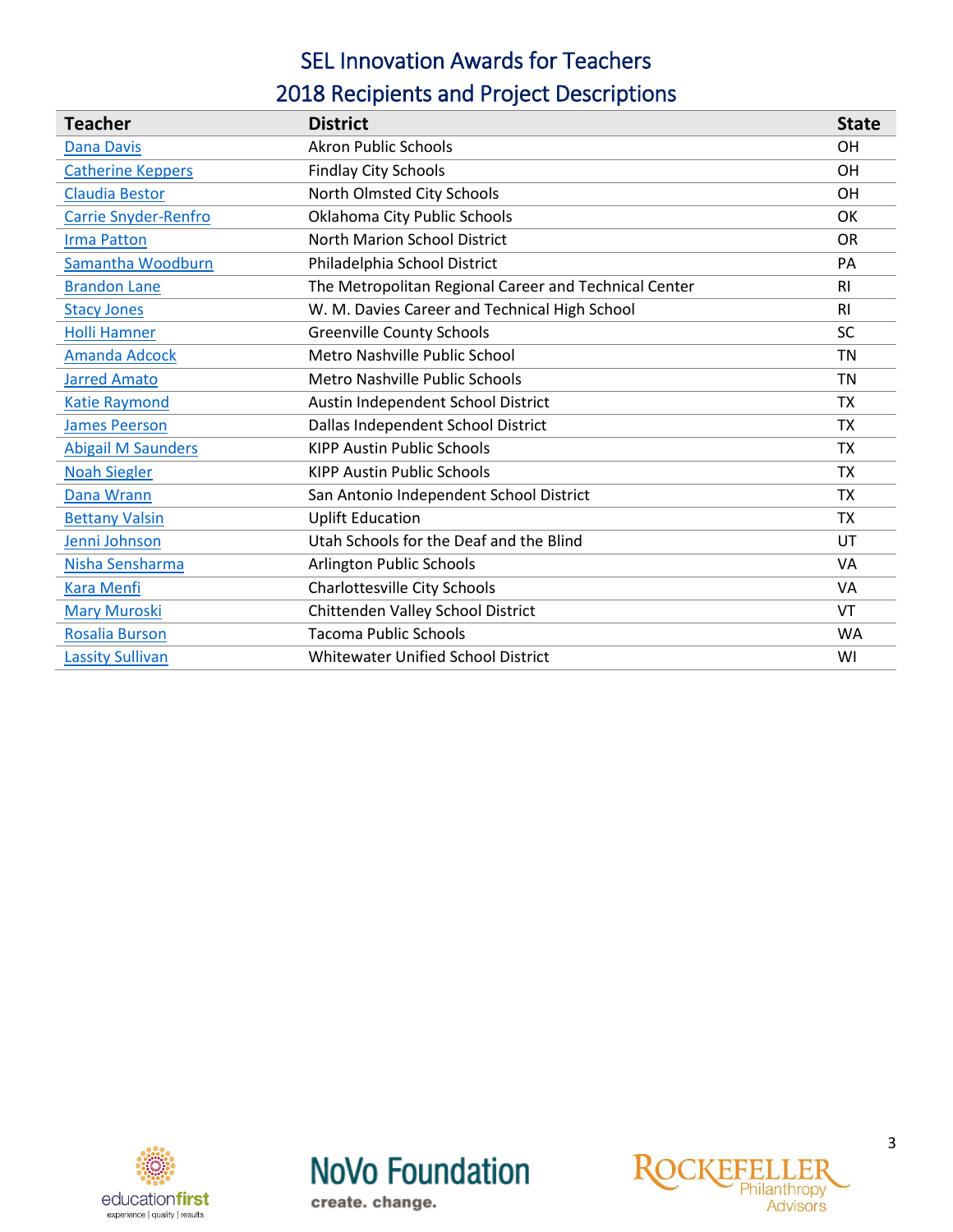# SEL Innovation Awards for Teachers

## 2018 Recipients and Project Descriptions

| Teacher | District | State |
|---|---|---|
| Dana Davis | Akron Public Schools | OH |
| Catherine Keppers | Findlay City Schools | OH |
| Claudia Bestor | North Olmsted City Schools | OH |
| Carrie Snyder-Renfro | Oklahoma City Public Schools | OK |
| Irma Patton | North Marion School District | OR |
| Samantha Woodburn | Philadelphia School District | PA |
| Brandon Lane | The Metropolitan Regional Career and Technical Center | RI |
| Stacy Jones | W. M. Davies Career and Technical High School | RI |
| Holli Hamner | Greenville County Schools | SC |
| Amanda Adcock | Metro Nashville Public School | TN |
| Jarred Amato | Metro Nashville Public Schools | TN |
| Katie Raymond | Austin Independent School District | TX |
| James Peerson | Dallas Independent School District | TX |
| Abigail M Saunders | KIPP Austin Public Schools | TX |
| Noah Siegler | KIPP Austin Public Schools | TX |
| Dana Wrann | San Antonio Independent School District | TX |
| Bettany Valsin | Uplift Education | TX |
| Jenni Johnson | Utah Schools for the Deaf and the Blind | UT |
| Nisha Sensharma | Arlington Public Schools | VA |
| Kara Menfi | Charlottesville City Schools | VA |
| Mary Muroski | Chittenden Valley School District | VT |
| Rosalia Burson | Tacoma Public Schools | WA |
| Lassity Sullivan | Whitewater Unified School District | WI |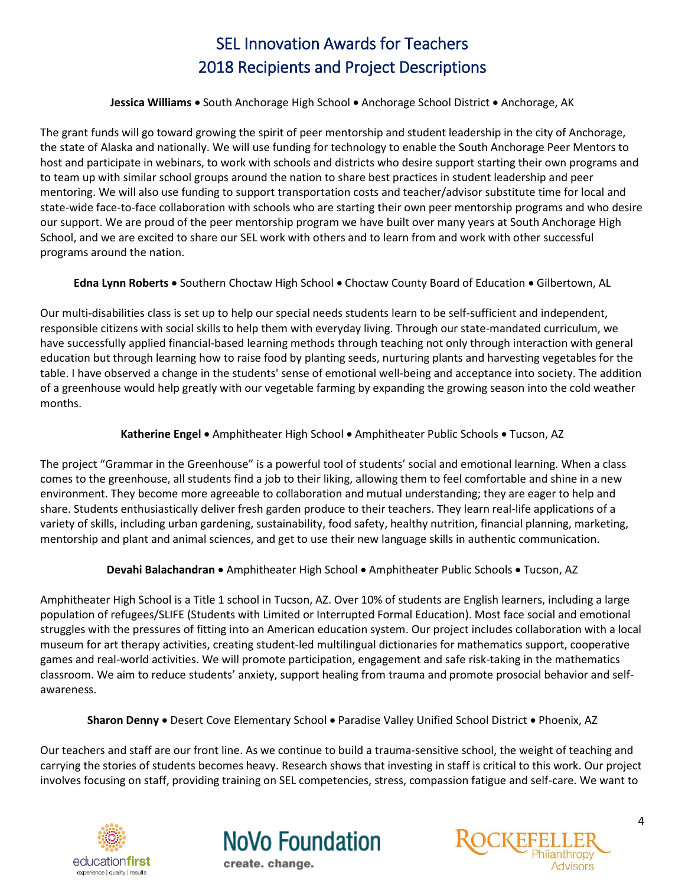# SEL Innovation Awards for Teachers
# 2018 Recipients and Project Descriptions

**Jessica Williams** • South Anchorage High School • Anchorage School District • Anchorage, AK

The grant funds will go toward growing the spirit of peer mentorship and student leadership in the city of Anchorage, the state of Alaska and nationally. We will use funding for technology to enable the South Anchorage Peer Mentors to host and participate in webinars, to work with schools and districts who desire support starting their own programs and to team up with similar school groups around the nation to share best practices in student leadership and peer mentoring. We will also use funding to support transportation costs and teacher/advisor substitute time for local and state-wide face-to-face collaboration with schools who are starting their own peer mentorship programs and who desire our support. We are proud of the peer mentorship program we have built over many years at South Anchorage High School, and we are excited to share our SEL work with others and to learn from and work with other successful programs around the nation.

**Edna Lynn Roberts** • Southern Choctaw High School • Choctaw County Board of Education • Gilbertown, AL

Our multi-disabilities class is set up to help our special needs students learn to be self-sufficient and independent, responsible citizens with social skills to help them with everyday living. Through our state-mandated curriculum, we have successfully applied financial-based learning methods through teaching not only through interaction with general education but through learning how to raise food by planting seeds, nurturing plants and harvesting vegetables for the table. I have observed a change in the students' sense of emotional well-being and acceptance into society. The addition of a greenhouse would help greatly with our vegetable farming by expanding the growing season into the cold weather months.

**Katherine Engel** • Amphitheater High School • Amphitheater Public Schools • Tucson, AZ

The project "Grammar in the Greenhouse" is a powerful tool of students' social and emotional learning. When a class comes to the greenhouse, all students find a job to their liking, allowing them to feel comfortable and shine in a new environment. They become more agreeable to collaboration and mutual understanding; they are eager to help and share. Students enthusiastically deliver fresh garden produce to their teachers. They learn real-life applications of a variety of skills, including urban gardening, sustainability, food safety, healthy nutrition, financial planning, marketing, mentorship and plant and animal sciences, and get to use their new language skills in authentic communication.

**Devahi Balachandran** • Amphitheater High School • Amphitheater Public Schools • Tucson, AZ

Amphitheater High School is a Title 1 school in Tucson, AZ. Over 10% of students are English learners, including a large population of refugees/SLIFE (Students with Limited or Interrupted Formal Education). Most face social and emotional struggles with the pressures of fitting into an American education system. Our project includes collaboration with a local museum for art therapy activities, creating student-led multilingual dictionaries for mathematics support, cooperative games and real-world activities. We will promote participation, engagement and safe risk-taking in the mathematics classroom. We aim to reduce students' anxiety, support healing from trauma and promote prosocial behavior and self-awareness.

**Sharon Denny** • Desert Cove Elementary School • Paradise Valley Unified School District • Phoenix, AZ

Our teachers and staff are our front line. As we continue to build a trauma-sensitive school, the weight of teaching and carrying the stories of students becomes heavy. Research shows that investing in staff is critical to this work. Our project involves focusing on staff, providing training on SEL competencies, stress, compassion fatigue and self-care. We want to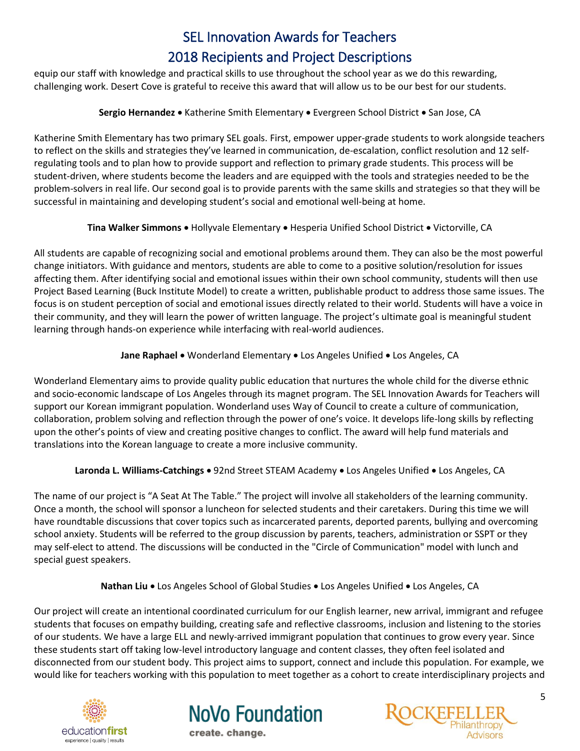equip our staff with knowledge and practical skills to use throughout the school year as we do this rewarding, challenging work. Desert Cove is grateful to receive this award that will allow us to be our best for our students.

**Sergio Hernandez** • Katherine Smith Elementary • Evergreen School District • San Jose, CA

Katherine Smith Elementary has two primary SEL goals. First, empower upper-grade students to work alongside teachers to reflect on the skills and strategies they've learned in communication, de-escalation, conflict resolution and 12 self-regulating tools and to plan how to provide support and reflection to primary grade students. This process will be student-driven, where students become the leaders and are equipped with the tools and strategies needed to be the problem-solvers in real life. Our second goal is to provide parents with the same skills and strategies so that they will be successful in maintaining and developing student's social and emotional well-being at home.

**Tina Walker Simmons** • Hollyvale Elementary • Hesperia Unified School District • Victorville, CA

All students are capable of recognizing social and emotional problems around them. They can also be the most powerful change initiators. With guidance and mentors, students are able to come to a positive solution/resolution for issues affecting them. After identifying social and emotional issues within their own school community, students will then use Project Based Learning (Buck Institute Model) to create a written, publishable product to address those same issues. The focus is on student perception of social and emotional issues directly related to their world. Students will have a voice in their community, and they will learn the power of written language. The project's ultimate goal is meaningful student learning through hands-on experience while interfacing with real-world audiences.

**Jane Raphael** • Wonderland Elementary • Los Angeles Unified • Los Angeles, CA

Wonderland Elementary aims to provide quality public education that nurtures the whole child for the diverse ethnic and socio-economic landscape of Los Angeles through its magnet program. The SEL Innovation Awards for Teachers will support our Korean immigrant population. Wonderland uses Way of Council to create a culture of communication, collaboration, problem solving and reflection through the power of one's voice. It develops life-long skills by reflecting upon the other's points of view and creating positive changes to conflict. The award will help fund materials and translations into the Korean language to create a more inclusive community.

**Laronda L. Williams-Catchings** • 92nd Street STEAM Academy • Los Angeles Unified • Los Angeles, CA

The name of our project is "A Seat At The Table." The project will involve all stakeholders of the learning community. Once a month, the school will sponsor a luncheon for selected students and their caretakers. During this time we will have roundtable discussions that cover topics such as incarcerated parents, deported parents, bullying and overcoming school anxiety. Students will be referred to the group discussion by parents, teachers, administration or SSPT or they may self-elect to attend. The discussions will be conducted in the "Circle of Communication" model with lunch and special guest speakers.

**Nathan Liu** • Los Angeles School of Global Studies • Los Angeles Unified • Los Angeles, CA

Our project will create an intentional coordinated curriculum for our English learner, new arrival, immigrant and refugee students that focuses on empathy building, creating safe and reflective classrooms, inclusion and listening to the stories of our students. We have a large ELL and newly-arrived immigrant population that continues to grow every year. Since these students start off taking low-level introductory language and content classes, they often feel isolated and disconnected from our student body. This project aims to support, connect and include this population. For example, we would like for teachers working with this population to meet together as a cohort to create interdisciplinary projects and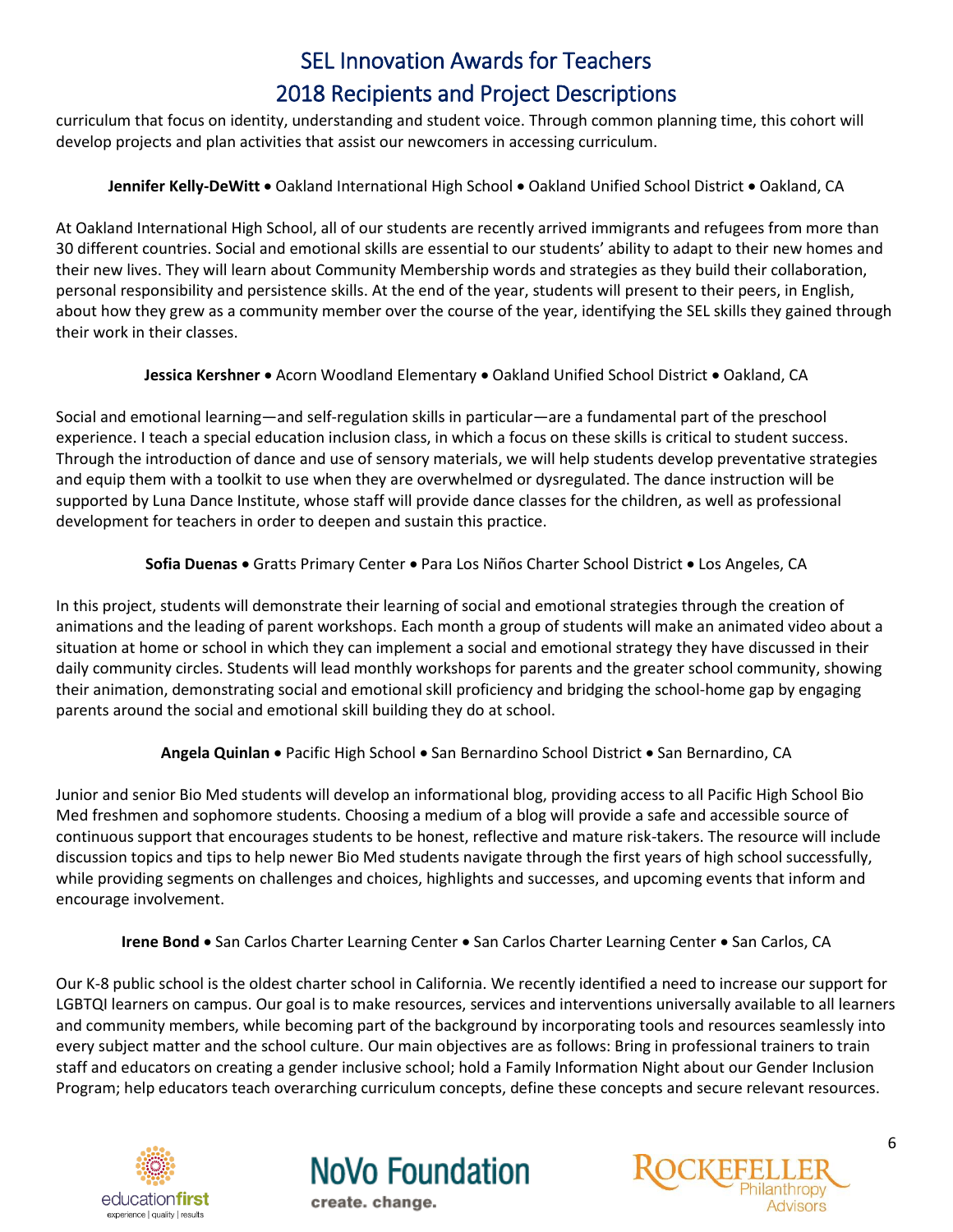curriculum that focus on identity, understanding and student voice. Through common planning time, this cohort will develop projects and plan activities that assist our newcomers in accessing curriculum.

**Jennifer Kelly-DeWitt** • Oakland International High School • Oakland Unified School District • Oakland, CA

At Oakland International High School, all of our students are recently arrived immigrants and refugees from more than 30 different countries. Social and emotional skills are essential to our students' ability to adapt to their new homes and their new lives. They will learn about Community Membership words and strategies as they build their collaboration, personal responsibility and persistence skills. At the end of the year, students will present to their peers, in English, about how they grew as a community member over the course of the year, identifying the SEL skills they gained through their work in their classes.

**Jessica Kershner** • Acorn Woodland Elementary • Oakland Unified School District • Oakland, CA

Social and emotional learning—and self-regulation skills in particular—are a fundamental part of the preschool experience. I teach a special education inclusion class, in which a focus on these skills is critical to student success. Through the introduction of dance and use of sensory materials, we will help students develop preventative strategies and equip them with a toolkit to use when they are overwhelmed or dysregulated. The dance instruction will be supported by Luna Dance Institute, whose staff will provide dance classes for the children, as well as professional development for teachers in order to deepen and sustain this practice.

**Sofia Duenas** • Gratts Primary Center • Para Los Niños Charter School District • Los Angeles, CA

In this project, students will demonstrate their learning of social and emotional strategies through the creation of animations and the leading of parent workshops. Each month a group of students will make an animated video about a situation at home or school in which they can implement a social and emotional strategy they have discussed in their daily community circles. Students will lead monthly workshops for parents and the greater school community, showing their animation, demonstrating social and emotional skill proficiency and bridging the school-home gap by engaging parents around the social and emotional skill building they do at school.

**Angela Quinlan** • Pacific High School • San Bernardino School District • San Bernardino, CA

Junior and senior Bio Med students will develop an informational blog, providing access to all Pacific High School Bio Med freshmen and sophomore students. Choosing a medium of a blog will provide a safe and accessible source of continuous support that encourages students to be honest, reflective and mature risk-takers. The resource will include discussion topics and tips to help newer Bio Med students navigate through the first years of high school successfully, while providing segments on challenges and choices, highlights and successes, and upcoming events that inform and encourage involvement.

**Irene Bond** • San Carlos Charter Learning Center • San Carlos Charter Learning Center • San Carlos, CA

Our K-8 public school is the oldest charter school in California. We recently identified a need to increase our support for LGBTQI learners on campus. Our goal is to make resources, services and interventions universally available to all learners and community members, while becoming part of the background by incorporating tools and resources seamlessly into every subject matter and the school culture. Our main objectives are as follows: Bring in professional trainers to train staff and educators on creating a gender inclusive school; hold a Family Information Night about our Gender Inclusion Program; help educators teach overarching curriculum concepts, define these concepts and secure relevant resources.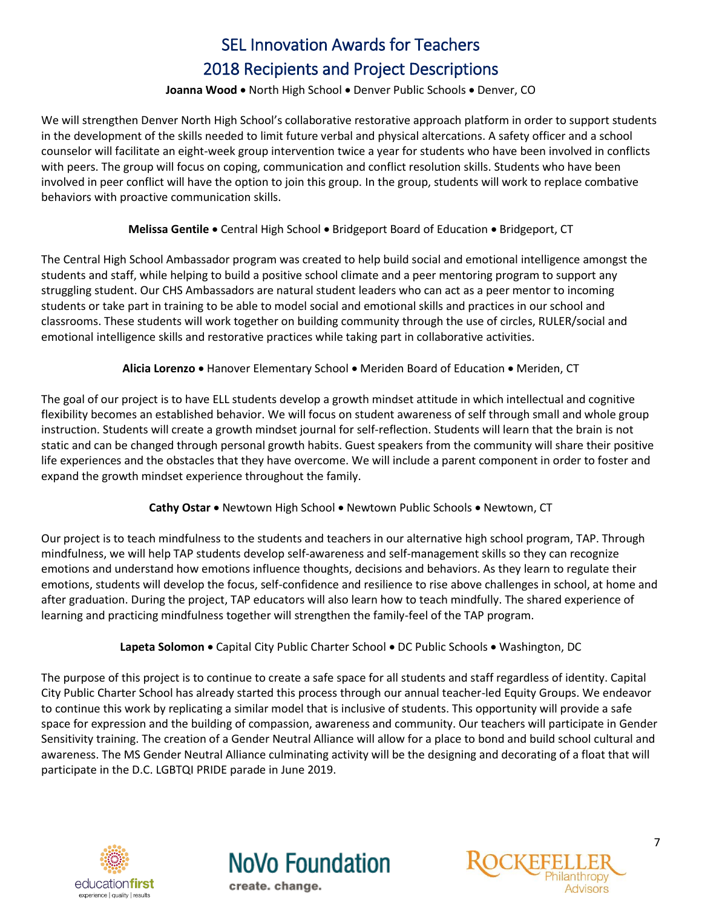# SEL Innovation Awards for Teachers
# 2018 Recipients and Project Descriptions

**Joanna Wood** • North High School • Denver Public Schools • Denver, CO

We will strengthen Denver North High School's collaborative restorative approach platform in order to support students in the development of the skills needed to limit future verbal and physical altercations. A safety officer and a school counselor will facilitate an eight-week group intervention twice a year for students who have been involved in conflicts with peers. The group will focus on coping, communication and conflict resolution skills. Students who have been involved in peer conflict will have the option to join this group. In the group, students will work to replace combative behaviors with proactive communication skills.

**Melissa Gentile** • Central High School • Bridgeport Board of Education • Bridgeport, CT

The Central High School Ambassador program was created to help build social and emotional intelligence amongst the students and staff, while helping to build a positive school climate and a peer mentoring program to support any struggling student. Our CHS Ambassadors are natural student leaders who can act as a peer mentor to incoming students or take part in training to be able to model social and emotional skills and practices in our school and classrooms. These students will work together on building community through the use of circles, RULER/social and emotional intelligence skills and restorative practices while taking part in collaborative activities.

**Alicia Lorenzo** • Hanover Elementary School • Meriden Board of Education • Meriden, CT

The goal of our project is to have ELL students develop a growth mindset attitude in which intellectual and cognitive flexibility becomes an established behavior. We will focus on student awareness of self through small and whole group instruction. Students will create a growth mindset journal for self-reflection. Students will learn that the brain is not static and can be changed through personal growth habits. Guest speakers from the community will share their positive life experiences and the obstacles that they have overcome. We will include a parent component in order to foster and expand the growth mindset experience throughout the family.

**Cathy Ostar** • Newtown High School • Newtown Public Schools • Newtown, CT

Our project is to teach mindfulness to the students and teachers in our alternative high school program, TAP. Through mindfulness, we will help TAP students develop self-awareness and self-management skills so they can recognize emotions and understand how emotions influence thoughts, decisions and behaviors. As they learn to regulate their emotions, students will develop the focus, self-confidence and resilience to rise above challenges in school, at home and after graduation. During the project, TAP educators will also learn how to teach mindfully. The shared experience of learning and practicing mindfulness together will strengthen the family-feel of the TAP program.

**Lapeta Solomon** • Capital City Public Charter School • DC Public Schools • Washington, DC

The purpose of this project is to continue to create a safe space for all students and staff regardless of identity. Capital City Public Charter School has already started this process through our annual teacher-led Equity Groups. We endeavor to continue this work by replicating a similar model that is inclusive of students. This opportunity will provide a safe space for expression and the building of compassion, awareness and community. Our teachers will participate in Gender Sensitivity training. The creation of a Gender Neutral Alliance will allow for a place to bond and build school cultural and awareness. The MS Gender Neutral Alliance culminating activity will be the designing and decorating of a float that will participate in the D.C. LGBTQI PRIDE parade in June 2019.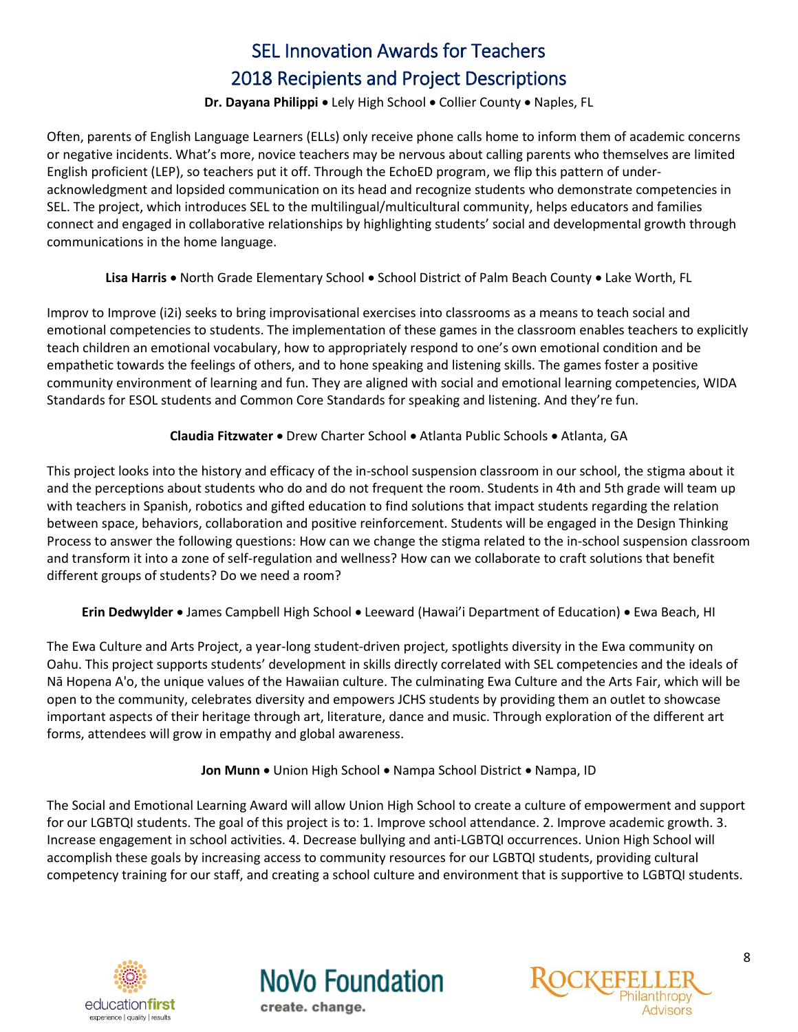# SEL Innovation Awards for Teachers
# 2018 Recipients and Project Descriptions

**Dr. Dayana Philippi** • Lely High School • Collier County • Naples, FL

Often, parents of English Language Learners (ELLs) only receive phone calls home to inform them of academic concerns or negative incidents. What's more, novice teachers may be nervous about calling parents who themselves are limited English proficient (LEP), so teachers put it off. Through the EchoED program, we flip this pattern of under-acknowledgment and lopsided communication on its head and recognize students who demonstrate competencies in SEL. The project, which introduces SEL to the multilingual/multicultural community, helps educators and families connect and engaged in collaborative relationships by highlighting students' social and developmental growth through communications in the home language.

**Lisa Harris** • North Grade Elementary School • School District of Palm Beach County • Lake Worth, FL

Improv to Improve (i2i) seeks to bring improvisational exercises into classrooms as a means to teach social and emotional competencies to students. The implementation of these games in the classroom enables teachers to explicitly teach children an emotional vocabulary, how to appropriately respond to one's own emotional condition and be empathetic towards the feelings of others, and to hone speaking and listening skills. The games foster a positive community environment of learning and fun. They are aligned with social and emotional learning competencies, WIDA Standards for ESOL students and Common Core Standards for speaking and listening. And they're fun.

**Claudia Fitzwater** • Drew Charter School • Atlanta Public Schools • Atlanta, GA

This project looks into the history and efficacy of the in-school suspension classroom in our school, the stigma about it and the perceptions about students who do and do not frequent the room. Students in 4th and 5th grade will team up with teachers in Spanish, robotics and gifted education to find solutions that impact students regarding the relation between space, behaviors, collaboration and positive reinforcement. Students will be engaged in the Design Thinking Process to answer the following questions: How can we change the stigma related to the in-school suspension classroom and transform it into a zone of self-regulation and wellness? How can we collaborate to craft solutions that benefit different groups of students? Do we need a room?

**Erin Dedwylder** • James Campbell High School • Leeward (Hawai'i Department of Education) • Ewa Beach, HI

The Ewa Culture and Arts Project, a year-long student-driven project, spotlights diversity in the Ewa community on Oahu. This project supports students' development in skills directly correlated with SEL competencies and the ideals of Nā Hopena A'o, the unique values of the Hawaiian culture. The culminating Ewa Culture and the Arts Fair, which will be open to the community, celebrates diversity and empowers JCHS students by providing them an outlet to showcase important aspects of their heritage through art, literature, dance and music. Through exploration of the different art forms, attendees will grow in empathy and global awareness.

**Jon Munn** • Union High School • Nampa School District • Nampa, ID

The Social and Emotional Learning Award will allow Union High School to create a culture of empowerment and support for our LGBTQI students. The goal of this project is to: 1. Improve school attendance. 2. Improve academic growth. 3. Increase engagement in school activities. 4. Decrease bullying and anti-LGBTQI occurrences. Union High School will accomplish these goals by increasing access to community resources for our LGBTQI students, providing cultural competency training for our staff, and creating a school culture and environment that is supportive to LGBTQI students.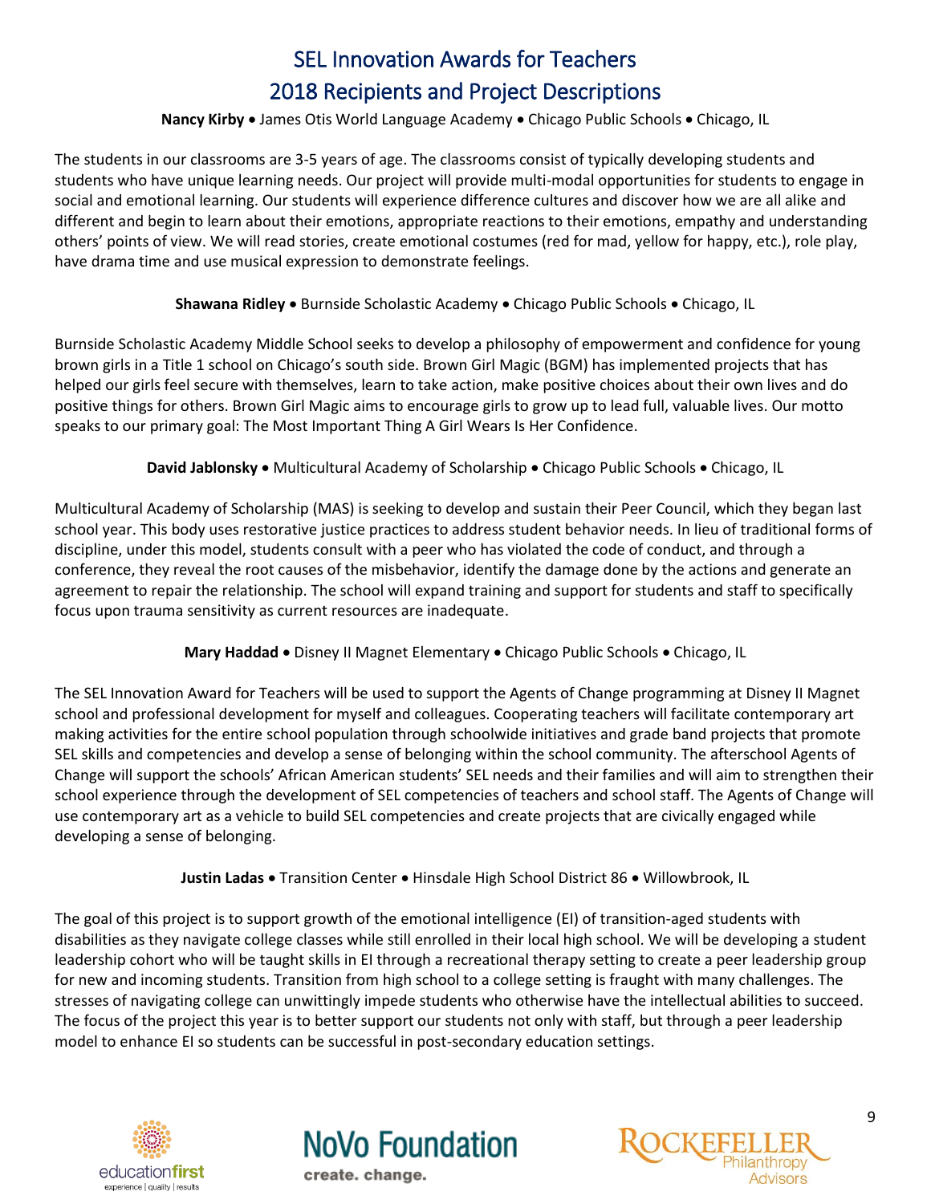# SEL Innovation Awards for Teachers
# 2018 Recipients and Project Descriptions

**Nancy Kirby** • James Otis World Language Academy • Chicago Public Schools • Chicago, IL

The students in our classrooms are 3-5 years of age. The classrooms consist of typically developing students and students who have unique learning needs. Our project will provide multi-modal opportunities for students to engage in social and emotional learning. Our students will experience difference cultures and discover how we are all alike and different and begin to learn about their emotions, appropriate reactions to their emotions, empathy and understanding others' points of view. We will read stories, create emotional costumes (red for mad, yellow for happy, etc.), role play, have drama time and use musical expression to demonstrate feelings.

**Shawana Ridley** • Burnside Scholastic Academy • Chicago Public Schools • Chicago, IL

Burnside Scholastic Academy Middle School seeks to develop a philosophy of empowerment and confidence for young brown girls in a Title 1 school on Chicago's south side. Brown Girl Magic (BGM) has implemented projects that has helped our girls feel secure with themselves, learn to take action, make positive choices about their own lives and do positive things for others. Brown Girl Magic aims to encourage girls to grow up to lead full, valuable lives. Our motto speaks to our primary goal: The Most Important Thing A Girl Wears Is Her Confidence.

**David Jablonsky** • Multicultural Academy of Scholarship • Chicago Public Schools • Chicago, IL

Multicultural Academy of Scholarship (MAS) is seeking to develop and sustain their Peer Council, which they began last school year. This body uses restorative justice practices to address student behavior needs. In lieu of traditional forms of discipline, under this model, students consult with a peer who has violated the code of conduct, and through a conference, they reveal the root causes of the misbehavior, identify the damage done by the actions and generate an agreement to repair the relationship. The school will expand training and support for students and staff to specifically focus upon trauma sensitivity as current resources are inadequate.

**Mary Haddad** • Disney II Magnet Elementary • Chicago Public Schools • Chicago, IL

The SEL Innovation Award for Teachers will be used to support the Agents of Change programming at Disney II Magnet school and professional development for myself and colleagues. Cooperating teachers will facilitate contemporary art making activities for the entire school population through schoolwide initiatives and grade band projects that promote SEL skills and competencies and develop a sense of belonging within the school community. The afterschool Agents of Change will support the schools' African American students' SEL needs and their families and will aim to strengthen their school experience through the development of SEL competencies of teachers and school staff. The Agents of Change will use contemporary art as a vehicle to build SEL competencies and create projects that are civically engaged while developing a sense of belonging.

**Justin Ladas** • Transition Center • Hinsdale High School District 86 • Willowbrook, IL

The goal of this project is to support growth of the emotional intelligence (EI) of transition-aged students with disabilities as they navigate college classes while still enrolled in their local high school. We will be developing a student leadership cohort who will be taught skills in EI through a recreational therapy setting to create a peer leadership group for new and incoming students. Transition from high school to a college setting is fraught with many challenges. The stresses of navigating college can unwittingly impede students who otherwise have the intellectual abilities to succeed. The focus of the project this year is to better support our students not only with staff, but through a peer leadership model to enhance EI so students can be successful in post-secondary education settings.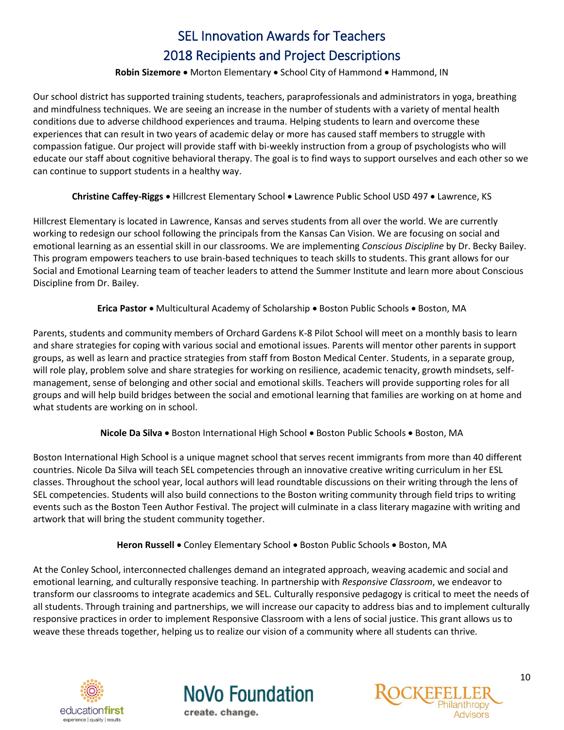# SEL Innovation Awards for Teachers
# 2018 Recipients and Project Descriptions

**Robin Sizemore** • Morton Elementary • School City of Hammond • Hammond, IN

Our school district has supported training students, teachers, paraprofessionals and administrators in yoga, breathing and mindfulness techniques. We are seeing an increase in the number of students with a variety of mental health conditions due to adverse childhood experiences and trauma. Helping students to learn and overcome these experiences that can result in two years of academic delay or more has caused staff members to struggle with compassion fatigue. Our project will provide staff with bi-weekly instruction from a group of psychologists who will educate our staff about cognitive behavioral therapy. The goal is to find ways to support ourselves and each other so we can continue to support students in a healthy way.

**Christine Caffey-Riggs** • Hillcrest Elementary School • Lawrence Public School USD 497 • Lawrence, KS

Hillcrest Elementary is located in Lawrence, Kansas and serves students from all over the world. We are currently working to redesign our school following the principals from the Kansas Can Vision. We are focusing on social and emotional learning as an essential skill in our classrooms. We are implementing *Conscious Discipline* by Dr. Becky Bailey. This program empowers teachers to use brain-based techniques to teach skills to students. This grant allows for our Social and Emotional Learning team of teacher leaders to attend the Summer Institute and learn more about Conscious Discipline from Dr. Bailey.

**Erica Pastor** • Multicultural Academy of Scholarship • Boston Public Schools • Boston, MA

Parents, students and community members of Orchard Gardens K-8 Pilot School will meet on a monthly basis to learn and share strategies for coping with various social and emotional issues. Parents will mentor other parents in support groups, as well as learn and practice strategies from staff from Boston Medical Center. Students, in a separate group, will role play, problem solve and share strategies for working on resilience, academic tenacity, growth mindsets, self-management, sense of belonging and other social and emotional skills. Teachers will provide supporting roles for all groups and will help build bridges between the social and emotional learning that families are working on at home and what students are working on in school.

**Nicole Da Silva** • Boston International High School • Boston Public Schools • Boston, MA

Boston International High School is a unique magnet school that serves recent immigrants from more than 40 different countries. Nicole Da Silva will teach SEL competencies through an innovative creative writing curriculum in her ESL classes. Throughout the school year, local authors will lead roundtable discussions on their writing through the lens of SEL competencies. Students will also build connections to the Boston writing community through field trips to writing events such as the Boston Teen Author Festival. The project will culminate in a class literary magazine with writing and artwork that will bring the student community together.

**Heron Russell** • Conley Elementary School • Boston Public Schools • Boston, MA

At the Conley School, interconnected challenges demand an integrated approach, weaving academic and social and emotional learning, and culturally responsive teaching. In partnership with *Responsive Classroom*, we endeavor to transform our classrooms to integrate academics and SEL. Culturally responsive pedagogy is critical to meet the needs of all students. Through training and partnerships, we will increase our capacity to address bias and to implement culturally responsive practices in order to implement Responsive Classroom with a lens of social justice. This grant allows us to weave these threads together, helping us to realize our vision of a community where all students can thrive.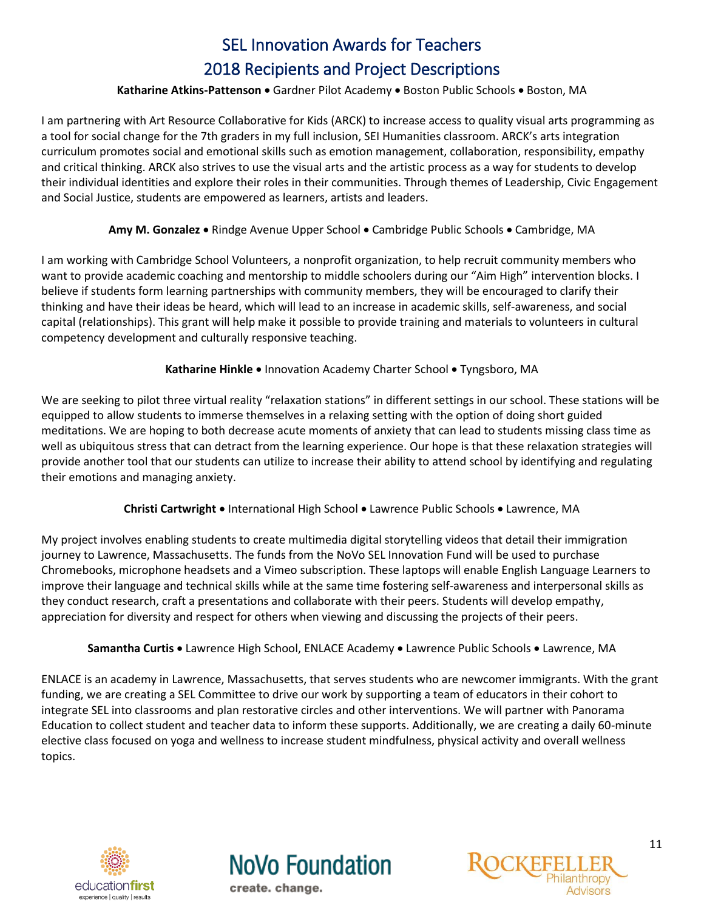# SEL Innovation Awards for Teachers

## 2018 Recipients and Project Descriptions

**Katharine Atkins-Pattenson** • Gardner Pilot Academy • Boston Public Schools • Boston, MA

I am partnering with Art Resource Collaborative for Kids (ARCK) to increase access to quality visual arts programming as a tool for social change for the 7th graders in my full inclusion, SEI Humanities classroom. ARCK's arts integration curriculum promotes social and emotional skills such as emotion management, collaboration, responsibility, empathy and critical thinking. ARCK also strives to use the visual arts and the artistic process as a way for students to develop their individual identities and explore their roles in their communities. Through themes of Leadership, Civic Engagement and Social Justice, students are empowered as learners, artists and leaders.

**Amy M. Gonzalez** • Rindge Avenue Upper School • Cambridge Public Schools • Cambridge, MA

I am working with Cambridge School Volunteers, a nonprofit organization, to help recruit community members who want to provide academic coaching and mentorship to middle schoolers during our "Aim High" intervention blocks. I believe if students form learning partnerships with community members, they will be encouraged to clarify their thinking and have their ideas be heard, which will lead to an increase in academic skills, self-awareness, and social capital (relationships). This grant will help make it possible to provide training and materials to volunteers in cultural competency development and culturally responsive teaching.

**Katharine Hinkle** • Innovation Academy Charter School • Tyngsboro, MA

We are seeking to pilot three virtual reality "relaxation stations" in different settings in our school. These stations will be equipped to allow students to immerse themselves in a relaxing setting with the option of doing short guided meditations. We are hoping to both decrease acute moments of anxiety that can lead to students missing class time as well as ubiquitous stress that can detract from the learning experience. Our hope is that these relaxation strategies will provide another tool that our students can utilize to increase their ability to attend school by identifying and regulating their emotions and managing anxiety.

**Christi Cartwright** • International High School • Lawrence Public Schools • Lawrence, MA

My project involves enabling students to create multimedia digital storytelling videos that detail their immigration journey to Lawrence, Massachusetts. The funds from the NoVo SEL Innovation Fund will be used to purchase Chromebooks, microphone headsets and a Vimeo subscription. These laptops will enable English Language Learners to improve their language and technical skills while at the same time fostering self-awareness and interpersonal skills as they conduct research, craft a presentations and collaborate with their peers. Students will develop empathy, appreciation for diversity and respect for others when viewing and discussing the projects of their peers.

**Samantha Curtis** • Lawrence High School, ENLACE Academy • Lawrence Public Schools • Lawrence, MA

ENLACE is an academy in Lawrence, Massachusetts, that serves students who are newcomer immigrants. With the grant funding, we are creating a SEL Committee to drive our work by supporting a team of educators in their cohort to integrate SEL into classrooms and plan restorative circles and other interventions. We will partner with Panorama Education to collect student and teacher data to inform these supports. Additionally, we are creating a daily 60-minute elective class focused on yoga and wellness to increase student mindfulness, physical activity and overall wellness topics.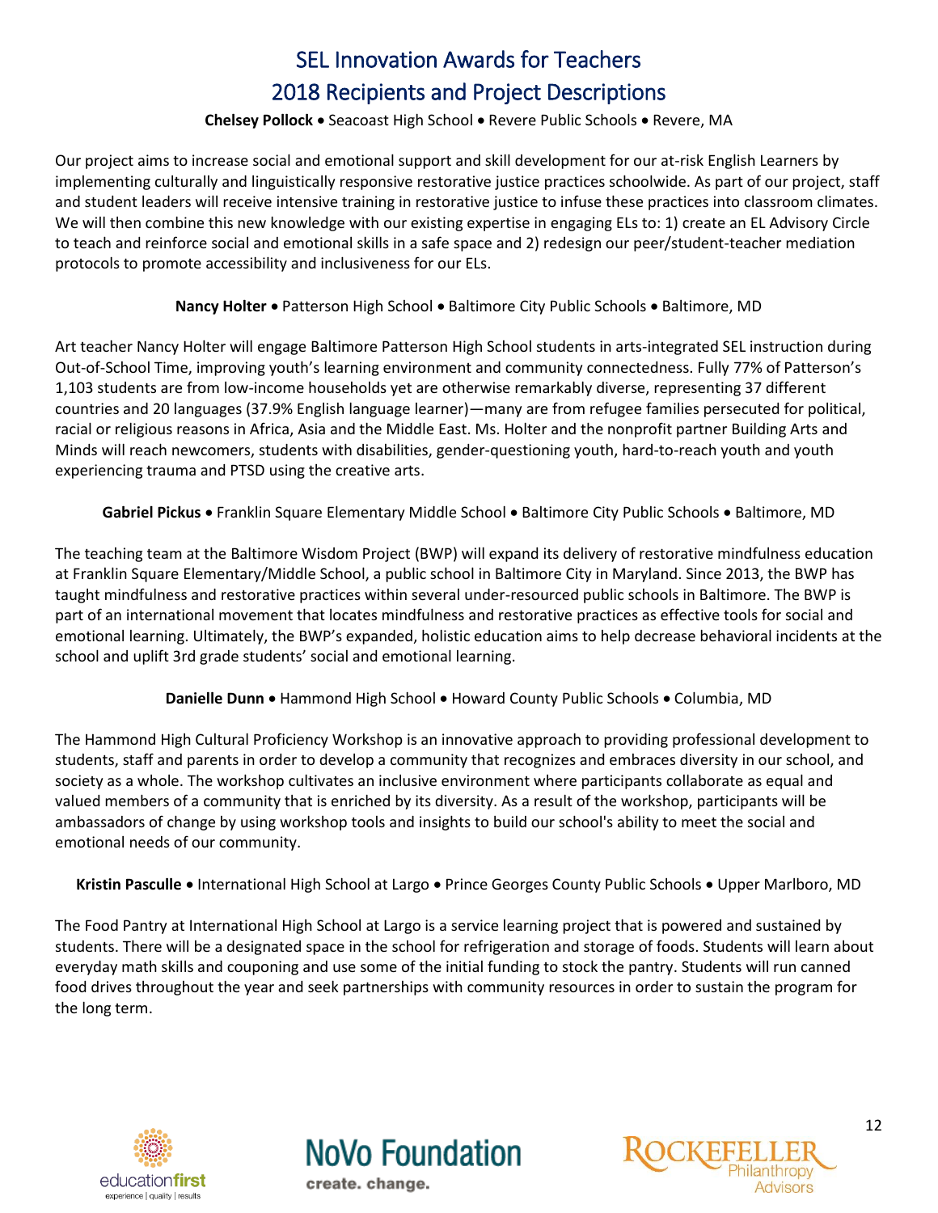# SEL Innovation Awards for Teachers
# 2018 Recipients and Project Descriptions

**Chelsey Pollock** • Seacoast High School • Revere Public Schools • Revere, MA

Our project aims to increase social and emotional support and skill development for our at-risk English Learners by implementing culturally and linguistically responsive restorative justice practices schoolwide. As part of our project, staff and student leaders will receive intensive training in restorative justice to infuse these practices into classroom climates. We will then combine this new knowledge with our existing expertise in engaging ELs to: 1) create an EL Advisory Circle to teach and reinforce social and emotional skills in a safe space and 2) redesign our peer/student-teacher mediation protocols to promote accessibility and inclusiveness for our ELs.

**Nancy Holter** • Patterson High School • Baltimore City Public Schools • Baltimore, MD

Art teacher Nancy Holter will engage Baltimore Patterson High School students in arts-integrated SEL instruction during Out-of-School Time, improving youth's learning environment and community connectedness. Fully 77% of Patterson's 1,103 students are from low-income households yet are otherwise remarkably diverse, representing 37 different countries and 20 languages (37.9% English language learner)—many are from refugee families persecuted for political, racial or religious reasons in Africa, Asia and the Middle East. Ms. Holter and the nonprofit partner Building Arts and Minds will reach newcomers, students with disabilities, gender-questioning youth, hard-to-reach youth and youth experiencing trauma and PTSD using the creative arts.

**Gabriel Pickus** • Franklin Square Elementary Middle School • Baltimore City Public Schools • Baltimore, MD

The teaching team at the Baltimore Wisdom Project (BWP) will expand its delivery of restorative mindfulness education at Franklin Square Elementary/Middle School, a public school in Baltimore City in Maryland. Since 2013, the BWP has taught mindfulness and restorative practices within several under-resourced public schools in Baltimore. The BWP is part of an international movement that locates mindfulness and restorative practices as effective tools for social and emotional learning. Ultimately, the BWP's expanded, holistic education aims to help decrease behavioral incidents at the school and uplift 3rd grade students' social and emotional learning.

**Danielle Dunn** • Hammond High School • Howard County Public Schools • Columbia, MD

The Hammond High Cultural Proficiency Workshop is an innovative approach to providing professional development to students, staff and parents in order to develop a community that recognizes and embraces diversity in our school, and society as a whole. The workshop cultivates an inclusive environment where participants collaborate as equal and valued members of a community that is enriched by its diversity. As a result of the workshop, participants will be ambassadors of change by using workshop tools and insights to build our school's ability to meet the social and emotional needs of our community.

**Kristin Pasculle** • International High School at Largo • Prince Georges County Public Schools • Upper Marlboro, MD

The Food Pantry at International High School at Largo is a service learning project that is powered and sustained by students. There will be a designated space in the school for refrigeration and storage of foods. Students will learn about everyday math skills and couponing and use some of the initial funding to stock the pantry. Students will run canned food drives throughout the year and seek partnerships with community resources in order to sustain the program for the long term.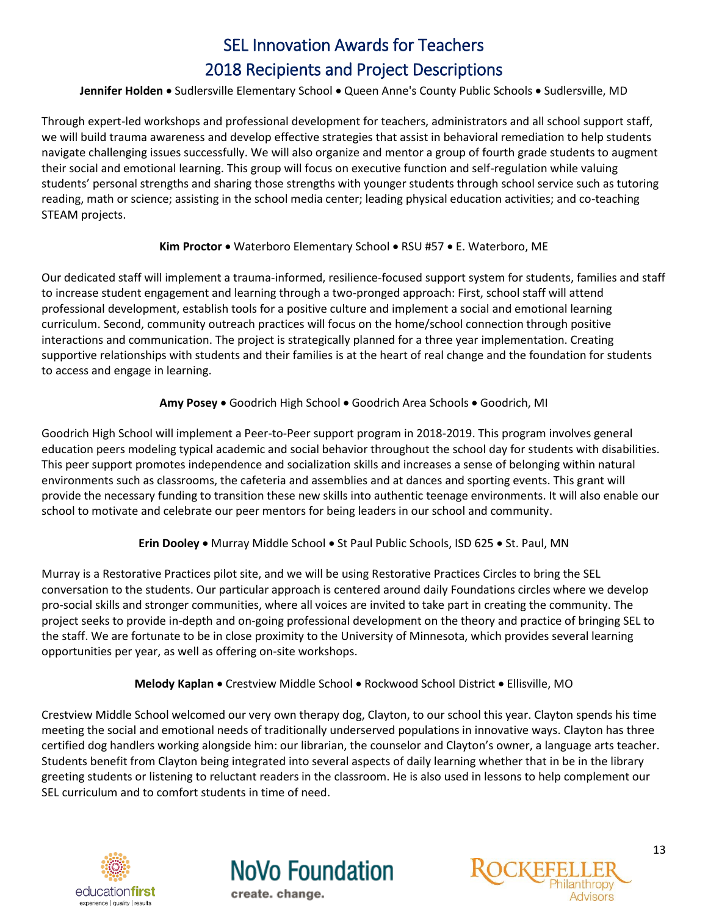# SEL Innovation Awards for Teachers

## 2018 Recipients and Project Descriptions

**Jennifer Holden** • Sudlersville Elementary School • Queen Anne's County Public Schools • Sudlersville, MD

Through expert-led workshops and professional development for teachers, administrators and all school support staff, we will build trauma awareness and develop effective strategies that assist in behavioral remediation to help students navigate challenging issues successfully. We will also organize and mentor a group of fourth grade students to augment their social and emotional learning. This group will focus on executive function and self-regulation while valuing students' personal strengths and sharing those strengths with younger students through school service such as tutoring reading, math or science; assisting in the school media center; leading physical education activities; and co-teaching STEAM projects.

**Kim Proctor** • Waterboro Elementary School • RSU #57 • E. Waterboro, ME

Our dedicated staff will implement a trauma-informed, resilience-focused support system for students, families and staff to increase student engagement and learning through a two-pronged approach: First, school staff will attend professional development, establish tools for a positive culture and implement a social and emotional learning curriculum. Second, community outreach practices will focus on the home/school connection through positive interactions and communication. The project is strategically planned for a three year implementation. Creating supportive relationships with students and their families is at the heart of real change and the foundation for students to access and engage in learning.

**Amy Posey** • Goodrich High School • Goodrich Area Schools • Goodrich, MI

Goodrich High School will implement a Peer-to-Peer support program in 2018-2019. This program involves general education peers modeling typical academic and social behavior throughout the school day for students with disabilities. This peer support promotes independence and socialization skills and increases a sense of belonging within natural environments such as classrooms, the cafeteria and assemblies and at dances and sporting events. This grant will provide the necessary funding to transition these new skills into authentic teenage environments. It will also enable our school to motivate and celebrate our peer mentors for being leaders in our school and community.

**Erin Dooley** • Murray Middle School • St Paul Public Schools, ISD 625 • St. Paul, MN

Murray is a Restorative Practices pilot site, and we will be using Restorative Practices Circles to bring the SEL conversation to the students. Our particular approach is centered around daily Foundations circles where we develop pro-social skills and stronger communities, where all voices are invited to take part in creating the community. The project seeks to provide in-depth and on-going professional development on the theory and practice of bringing SEL to the staff. We are fortunate to be in close proximity to the University of Minnesota, which provides several learning opportunities per year, as well as offering on-site workshops.

**Melody Kaplan** • Crestview Middle School • Rockwood School District • Ellisville, MO

Crestview Middle School welcomed our very own therapy dog, Clayton, to our school this year. Clayton spends his time meeting the social and emotional needs of traditionally underserved populations in innovative ways. Clayton has three certified dog handlers working alongside him: our librarian, the counselor and Clayton's owner, a language arts teacher. Students benefit from Clayton being integrated into several aspects of daily learning whether that in be in the library greeting students or listening to reluctant readers in the classroom. He is also used in lessons to help complement our SEL curriculum and to comfort students in time of need.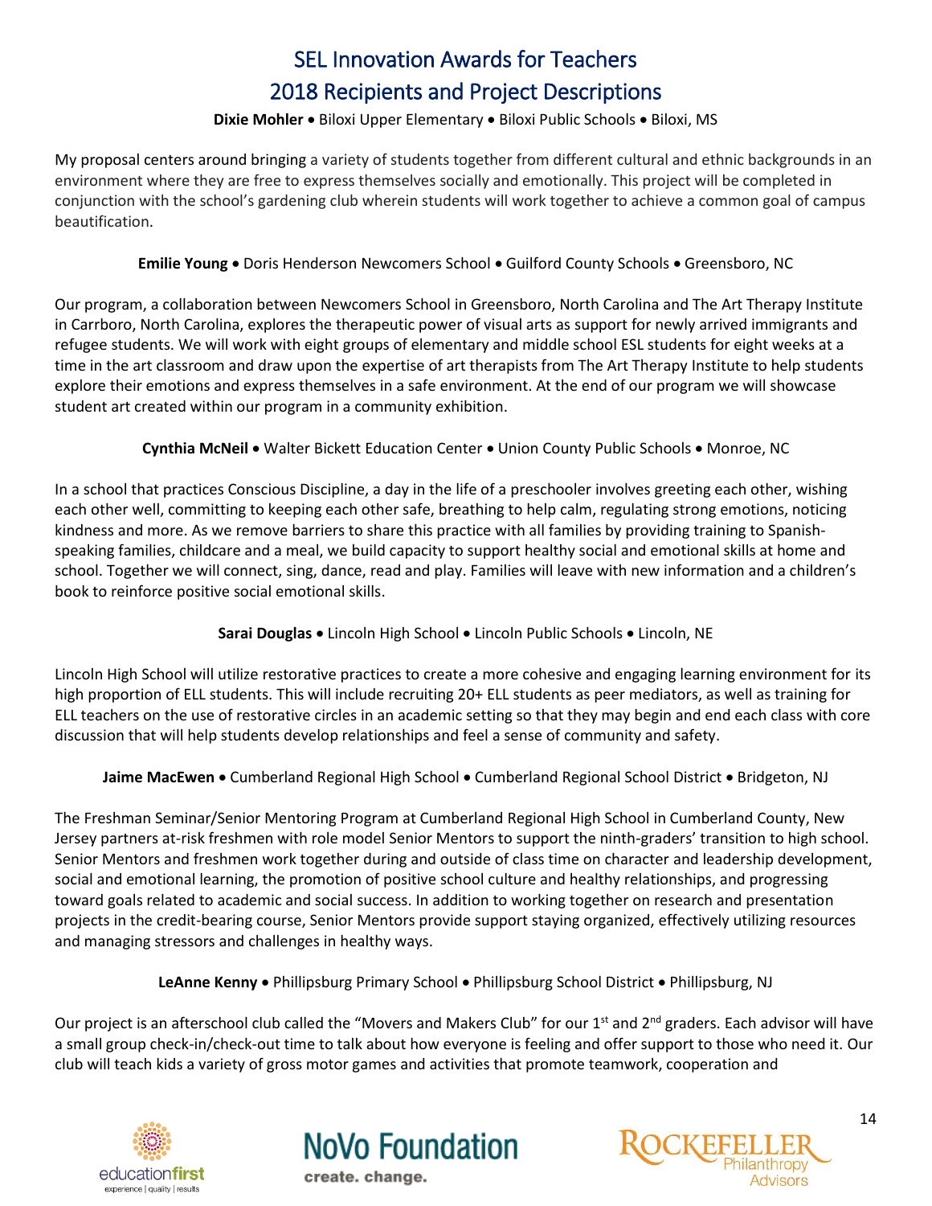# SEL Innovation Awards for Teachers
# 2018 Recipients and Project Descriptions

**Dixie Mohler** • Biloxi Upper Elementary • Biloxi Public Schools • Biloxi, MS

My proposal centers around bringing a variety of students together from different cultural and ethnic backgrounds in an environment where they are free to express themselves socially and emotionally. This project will be completed in conjunction with the school's gardening club wherein students will work together to achieve a common goal of campus beautification.

**Emilie Young** • Doris Henderson Newcomers School • Guilford County Schools • Greensboro, NC

Our program, a collaboration between Newcomers School in Greensboro, North Carolina and The Art Therapy Institute in Carrboro, North Carolina, explores the therapeutic power of visual arts as support for newly arrived immigrants and refugee students. We will work with eight groups of elementary and middle school ESL students for eight weeks at a time in the art classroom and draw upon the expertise of art therapists from The Art Therapy Institute to help students explore their emotions and express themselves in a safe environment. At the end of our program we will showcase student art created within our program in a community exhibition.

**Cynthia McNeil** • Walter Bickett Education Center • Union County Public Schools • Monroe, NC

In a school that practices Conscious Discipline, a day in the life of a preschooler involves greeting each other, wishing each other well, committing to keeping each other safe, breathing to help calm, regulating strong emotions, noticing kindness and more. As we remove barriers to share this practice with all families by providing training to Spanish-speaking families, childcare and a meal, we build capacity to support healthy social and emotional skills at home and school. Together we will connect, sing, dance, read and play. Families will leave with new information and a children's book to reinforce positive social emotional skills.

**Sarai Douglas** • Lincoln High School • Lincoln Public Schools • Lincoln, NE

Lincoln High School will utilize restorative practices to create a more cohesive and engaging learning environment for its high proportion of ELL students. This will include recruiting 20+ ELL students as peer mediators, as well as training for ELL teachers on the use of restorative circles in an academic setting so that they may begin and end each class with core discussion that will help students develop relationships and feel a sense of community and safety.

**Jaime MacEwen** • Cumberland Regional High School • Cumberland Regional School District • Bridgeton, NJ

The Freshman Seminar/Senior Mentoring Program at Cumberland Regional High School in Cumberland County, New Jersey partners at-risk freshmen with role model Senior Mentors to support the ninth-graders' transition to high school. Senior Mentors and freshmen work together during and outside of class time on character and leadership development, social and emotional learning, the promotion of positive school culture and healthy relationships, and progressing toward goals related to academic and social success. In addition to working together on research and presentation projects in the credit-bearing course, Senior Mentors provide support staying organized, effectively utilizing resources and managing stressors and challenges in healthy ways.

**LeAnne Kenny** • Phillipsburg Primary School • Phillipsburg School District • Phillipsburg, NJ

Our project is an afterschool club called the "Movers and Makers Club" for our 1st and 2nd graders. Each advisor will have a small group check-in/check-out time to talk about how everyone is feeling and offer support to those who need it. Our club will teach kids a variety of gross motor games and activities that promote teamwork, cooperation and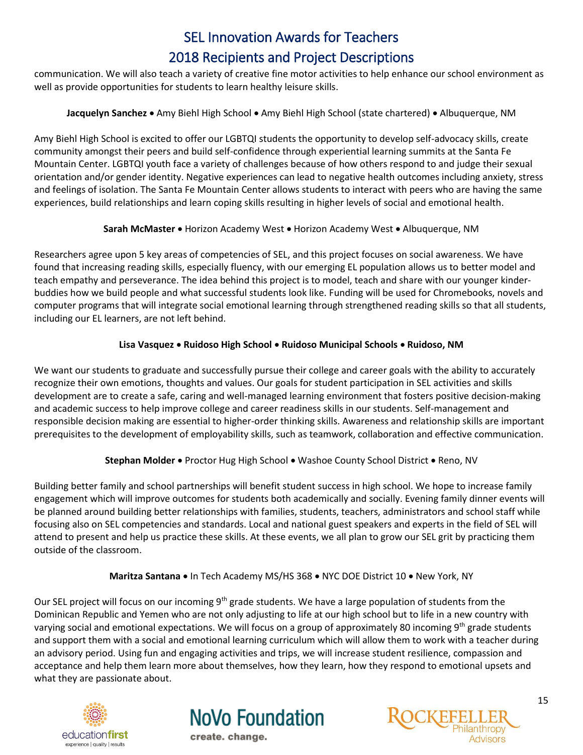communication. We will also teach a variety of creative fine motor activities to help enhance our school environment as well as provide opportunities for students to learn healthy leisure skills.

**Jacquelyn Sanchez** • Amy Biehl High School • Amy Biehl High School (state chartered) • Albuquerque, NM

Amy Biehl High School is excited to offer our LGBTQI students the opportunity to develop self-advocacy skills, create community amongst their peers and build self-confidence through experiential learning summits at the Santa Fe Mountain Center. LGBTQI youth face a variety of challenges because of how others respond to and judge their sexual orientation and/or gender identity. Negative experiences can lead to negative health outcomes including anxiety, stress and feelings of isolation. The Santa Fe Mountain Center allows students to interact with peers who are having the same experiences, build relationships and learn coping skills resulting in higher levels of social and emotional health.

**Sarah McMaster** • Horizon Academy West • Horizon Academy West • Albuquerque, NM

Researchers agree upon 5 key areas of competencies of SEL, and this project focuses on social awareness. We have found that increasing reading skills, especially fluency, with our emerging EL population allows us to better model and teach empathy and perseverance. The idea behind this project is to model, teach and share with our younger kinder-buddies how we build people and what successful students look like. Funding will be used for Chromebooks, novels and computer programs that will integrate social emotional learning through strengthened reading skills so that all students, including our EL learners, are not left behind.

**Lisa Vasquez • Ruidoso High School • Ruidoso Municipal Schools • Ruidoso, NM**

We want our students to graduate and successfully pursue their college and career goals with the ability to accurately recognize their own emotions, thoughts and values. Our goals for student participation in SEL activities and skills development are to create a safe, caring and well-managed learning environment that fosters positive decision-making and academic success to help improve college and career readiness skills in our students. Self-management and responsible decision making are essential to higher-order thinking skills. Awareness and relationship skills are important prerequisites to the development of employability skills, such as teamwork, collaboration and effective communication.

**Stephan Molder** • Proctor Hug High School • Washoe County School District • Reno, NV

Building better family and school partnerships will benefit student success in high school. We hope to increase family engagement which will improve outcomes for students both academically and socially. Evening family dinner events will be planned around building better relationships with families, students, teachers, administrators and school staff while focusing also on SEL competencies and standards. Local and national guest speakers and experts in the field of SEL will attend to present and help us practice these skills. At these events, we all plan to grow our SEL grit by practicing them outside of the classroom.

**Maritza Santana** • In Tech Academy MS/HS 368 • NYC DOE District 10 • New York, NY

Our SEL project will focus on our incoming 9th grade students. We have a large population of students from the Dominican Republic and Yemen who are not only adjusting to life at our high school but to life in a new country with varying social and emotional expectations. We will focus on a group of approximately 80 incoming 9th grade students and support them with a social and emotional learning curriculum which will allow them to work with a teacher during an advisory period. Using fun and engaging activities and trips, we will increase student resilience, compassion and acceptance and help them learn more about themselves, how they learn, how they respond to emotional upsets and what they are passionate about.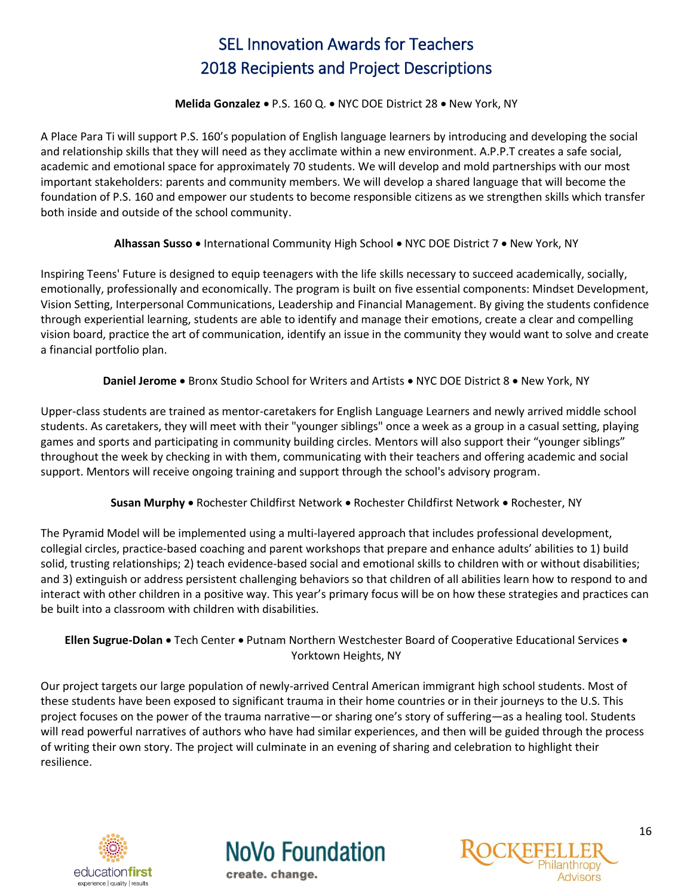# SEL Innovation Awards for Teachers
# 2018 Recipients and Project Descriptions

**Melida Gonzalez** • P.S. 160 Q. • NYC DOE District 28 • New York, NY

A Place Para Ti will support P.S. 160's population of English language learners by introducing and developing the social and relationship skills that they will need as they acclimate within a new environment. A.P.P.T creates a safe social, academic and emotional space for approximately 70 students. We will develop and mold partnerships with our most important stakeholders: parents and community members. We will develop a shared language that will become the foundation of P.S. 160 and empower our students to become responsible citizens as we strengthen skills which transfer both inside and outside of the school community.

**Alhassan Susso** • International Community High School • NYC DOE District 7 • New York, NY

Inspiring Teens' Future is designed to equip teenagers with the life skills necessary to succeed academically, socially, emotionally, professionally and economically. The program is built on five essential components: Mindset Development, Vision Setting, Interpersonal Communications, Leadership and Financial Management. By giving the students confidence through experiential learning, students are able to identify and manage their emotions, create a clear and compelling vision board, practice the art of communication, identify an issue in the community they would want to solve and create a financial portfolio plan.

**Daniel Jerome** • Bronx Studio School for Writers and Artists • NYC DOE District 8 • New York, NY

Upper-class students are trained as mentor-caretakers for English Language Learners and newly arrived middle school students. As caretakers, they will meet with their "younger siblings" once a week as a group in a casual setting, playing games and sports and participating in community building circles. Mentors will also support their "younger siblings" throughout the week by checking in with them, communicating with their teachers and offering academic and social support. Mentors will receive ongoing training and support through the school's advisory program.

**Susan Murphy** • Rochester Childfirst Network • Rochester Childfirst Network • Rochester, NY

The Pyramid Model will be implemented using a multi-layered approach that includes professional development, collegial circles, practice-based coaching and parent workshops that prepare and enhance adults' abilities to 1) build solid, trusting relationships; 2) teach evidence-based social and emotional skills to children with or without disabilities; and 3) extinguish or address persistent challenging behaviors so that children of all abilities learn how to respond to and interact with other children in a positive way. This year's primary focus will be on how these strategies and practices can be built into a classroom with children with disabilities.

**Ellen Sugrue-Dolan** • Tech Center • Putnam Northern Westchester Board of Cooperative Educational Services • Yorktown Heights, NY

Our project targets our large population of newly-arrived Central American immigrant high school students. Most of these students have been exposed to significant trauma in their home countries or in their journeys to the U.S. This project focuses on the power of the trauma narrative—or sharing one's story of suffering—as a healing tool. Students will read powerful narratives of authors who have had similar experiences, and then will be guided through the process of writing their own story. The project will culminate in an evening of sharing and celebration to highlight their resilience.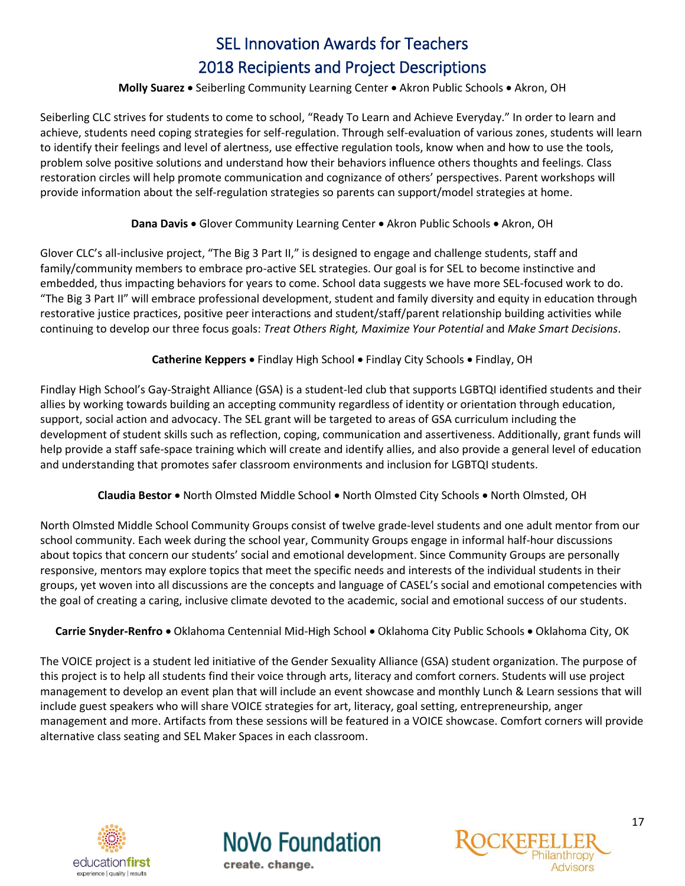# SEL Innovation Awards for Teachers
## 2018 Recipients and Project Descriptions

**Molly Suarez** • Seiberling Community Learning Center • Akron Public Schools • Akron, OH

Seiberling CLC strives for students to come to school, "Ready To Learn and Achieve Everyday." In order to learn and achieve, students need coping strategies for self-regulation. Through self-evaluation of various zones, students will learn to identify their feelings and level of alertness, use effective regulation tools, know when and how to use the tools, problem solve positive solutions and understand how their behaviors influence others thoughts and feelings. Class restoration circles will help promote communication and cognizance of others' perspectives. Parent workshops will provide information about the self-regulation strategies so parents can support/model strategies at home.

**Dana Davis** • Glover Community Learning Center • Akron Public Schools • Akron, OH

Glover CLC's all-inclusive project, "The Big 3 Part II," is designed to engage and challenge students, staff and family/community members to embrace pro-active SEL strategies. Our goal is for SEL to become instinctive and embedded, thus impacting behaviors for years to come. School data suggests we have more SEL-focused work to do. "The Big 3 Part II" will embrace professional development, student and family diversity and equity in education through restorative justice practices, positive peer interactions and student/staff/parent relationship building activities while continuing to develop our three focus goals: *Treat Others Right, Maximize Your Potential* and *Make Smart Decisions*.

**Catherine Keppers** • Findlay High School • Findlay City Schools • Findlay, OH

Findlay High School's Gay-Straight Alliance (GSA) is a student-led club that supports LGBTQI identified students and their allies by working towards building an accepting community regardless of identity or orientation through education, support, social action and advocacy. The SEL grant will be targeted to areas of GSA curriculum including the development of student skills such as reflection, coping, communication and assertiveness. Additionally, grant funds will help provide a staff safe-space training which will create and identify allies, and also provide a general level of education and understanding that promotes safer classroom environments and inclusion for LGBTQI students.

**Claudia Bestor** • North Olmsted Middle School • North Olmsted City Schools • North Olmsted, OH

North Olmsted Middle School Community Groups consist of twelve grade-level students and one adult mentor from our school community. Each week during the school year, Community Groups engage in informal half-hour discussions about topics that concern our students' social and emotional development. Since Community Groups are personally responsive, mentors may explore topics that meet the specific needs and interests of the individual students in their groups, yet woven into all discussions are the concepts and language of CASEL's social and emotional competencies with the goal of creating a caring, inclusive climate devoted to the academic, social and emotional success of our students.

**Carrie Snyder-Renfro** • Oklahoma Centennial Mid-High School • Oklahoma City Public Schools • Oklahoma City, OK

The VOICE project is a student led initiative of the Gender Sexuality Alliance (GSA) student organization. The purpose of this project is to help all students find their voice through arts, literacy and comfort corners. Students will use project management to develop an event plan that will include an event showcase and monthly Lunch & Learn sessions that will include guest speakers who will share VOICE strategies for art, literacy, goal setting, entrepreneurship, anger management and more. Artifacts from these sessions will be featured in a VOICE showcase. Comfort corners will provide alternative class seating and SEL Maker Spaces in each classroom.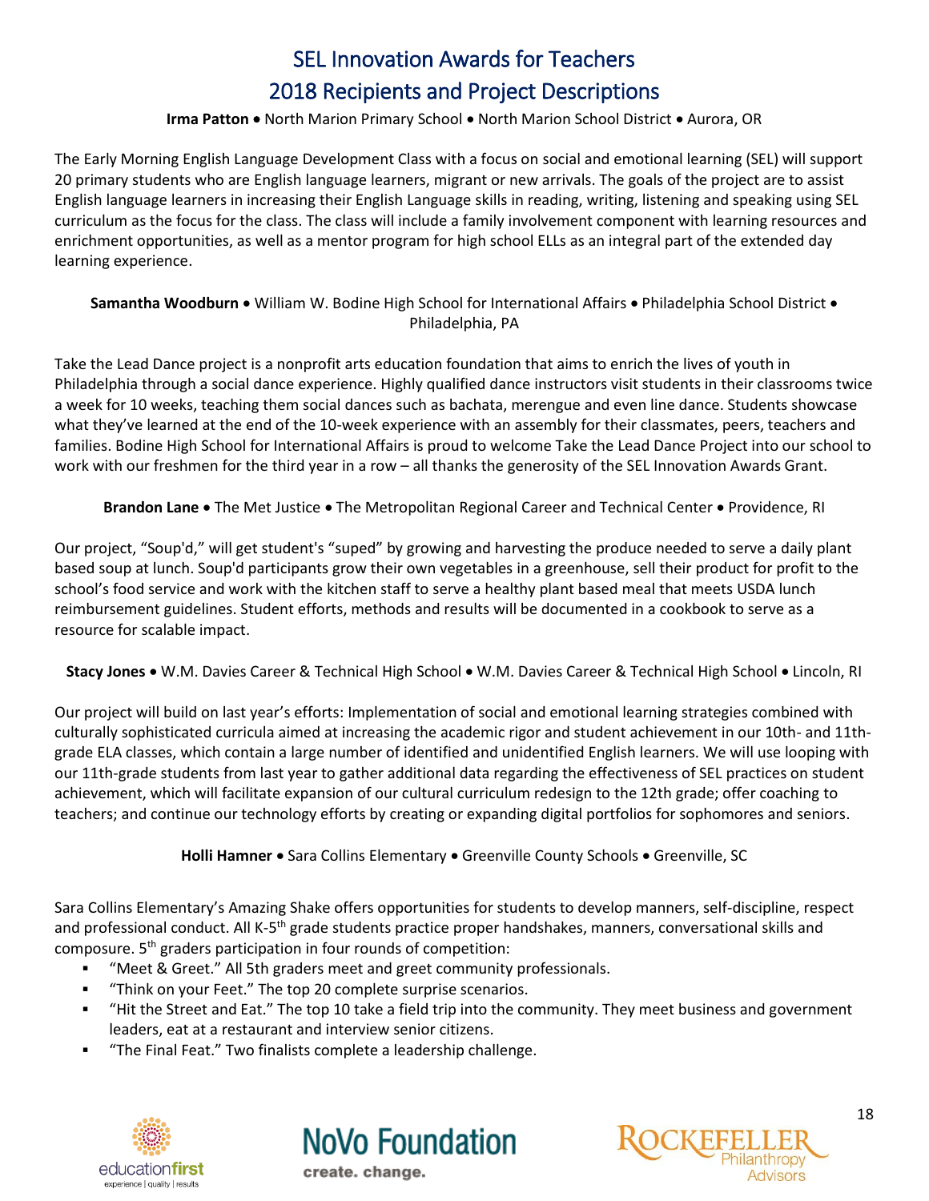# SEL Innovation Awards for Teachers

## 2018 Recipients and Project Descriptions

**Irma Patton** • North Marion Primary School • North Marion School District • Aurora, OR

The Early Morning English Language Development Class with a focus on social and emotional learning (SEL) will support 20 primary students who are English language learners, migrant or new arrivals. The goals of the project are to assist English language learners in increasing their English Language skills in reading, writing, listening and speaking using SEL curriculum as the focus for the class. The class will include a family involvement component with learning resources and enrichment opportunities, as well as a mentor program for high school ELLs as an integral part of the extended day learning experience.

**Samantha Woodburn** • William W. Bodine High School for International Affairs • Philadelphia School District • Philadelphia, PA

Take the Lead Dance project is a nonprofit arts education foundation that aims to enrich the lives of youth in Philadelphia through a social dance experience. Highly qualified dance instructors visit students in their classrooms twice a week for 10 weeks, teaching them social dances such as bachata, merengue and even line dance. Students showcase what they've learned at the end of the 10-week experience with an assembly for their classmates, peers, teachers and families. Bodine High School for International Affairs is proud to welcome Take the Lead Dance Project into our school to work with our freshmen for the third year in a row – all thanks the generosity of the SEL Innovation Awards Grant.

**Brandon Lane** • The Met Justice • The Metropolitan Regional Career and Technical Center • Providence, RI

Our project, "Soup'd," will get student's "suped" by growing and harvesting the produce needed to serve a daily plant based soup at lunch. Soup'd participants grow their own vegetables in a greenhouse, sell their product for profit to the school's food service and work with the kitchen staff to serve a healthy plant based meal that meets USDA lunch reimbursement guidelines. Student efforts, methods and results will be documented in a cookbook to serve as a resource for scalable impact.

**Stacy Jones** • W.M. Davies Career & Technical High School • W.M. Davies Career & Technical High School • Lincoln, RI

Our project will build on last year's efforts: Implementation of social and emotional learning strategies combined with culturally sophisticated curricula aimed at increasing the academic rigor and student achievement in our 10th- and 11th-grade ELA classes, which contain a large number of identified and unidentified English learners. We will use looping with our 11th-grade students from last year to gather additional data regarding the effectiveness of SEL practices on student achievement, which will facilitate expansion of our cultural curriculum redesign to the 12th grade; offer coaching to teachers; and continue our technology efforts by creating or expanding digital portfolios for sophomores and seniors.

**Holli Hamner** • Sara Collins Elementary • Greenville County Schools • Greenville, SC

Sara Collins Elementary's Amazing Shake offers opportunities for students to develop manners, self-discipline, respect and professional conduct. All K-5th grade students practice proper handshakes, manners, conversational skills and composure. 5th graders participation in four rounds of competition:

- "Meet & Greet." All 5th graders meet and greet community professionals.
- "Think on your Feet." The top 20 complete surprise scenarios.
- "Hit the Street and Eat." The top 10 take a field trip into the community. They meet business and government leaders, eat at a restaurant and interview senior citizens.
- "The Final Feat." Two finalists complete a leadership challenge.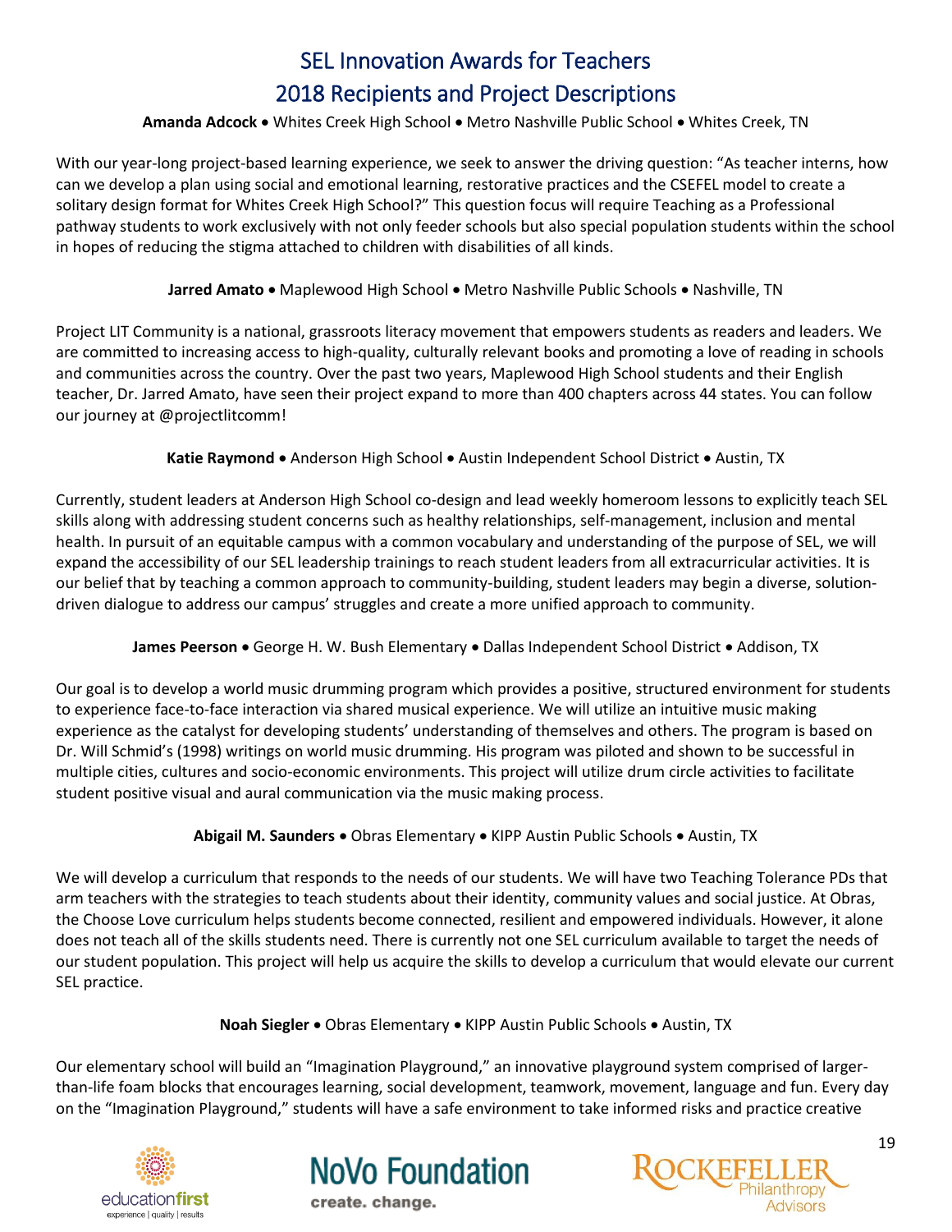# SEL Innovation Awards for Teachers
## 2018 Recipients and Project Descriptions

**Amanda Adcock** • Whites Creek High School • Metro Nashville Public School • Whites Creek, TN

With our year-long project-based learning experience, we seek to answer the driving question: "As teacher interns, how can we develop a plan using social and emotional learning, restorative practices and the CSEFEL model to create a solitary design format for Whites Creek High School?" This question focus will require Teaching as a Professional pathway students to work exclusively with not only feeder schools but also special population students within the school in hopes of reducing the stigma attached to children with disabilities of all kinds.

**Jarred Amato** • Maplewood High School • Metro Nashville Public Schools • Nashville, TN

Project LIT Community is a national, grassroots literacy movement that empowers students as readers and leaders. We are committed to increasing access to high-quality, culturally relevant books and promoting a love of reading in schools and communities across the country. Over the past two years, Maplewood High School students and their English teacher, Dr. Jarred Amato, have seen their project expand to more than 400 chapters across 44 states. You can follow our journey at @projectlitcomm!

**Katie Raymond** • Anderson High School • Austin Independent School District • Austin, TX

Currently, student leaders at Anderson High School co-design and lead weekly homeroom lessons to explicitly teach SEL skills along with addressing student concerns such as healthy relationships, self-management, inclusion and mental health. In pursuit of an equitable campus with a common vocabulary and understanding of the purpose of SEL, we will expand the accessibility of our SEL leadership trainings to reach student leaders from all extracurricular activities. It is our belief that by teaching a common approach to community-building, student leaders may begin a diverse, solution-driven dialogue to address our campus' struggles and create a more unified approach to community.

**James Peerson** • George H. W. Bush Elementary • Dallas Independent School District • Addison, TX

Our goal is to develop a world music drumming program which provides a positive, structured environment for students to experience face-to-face interaction via shared musical experience. We will utilize an intuitive music making experience as the catalyst for developing students' understanding of themselves and others. The program is based on Dr. Will Schmid's (1998) writings on world music drumming. His program was piloted and shown to be successful in multiple cities, cultures and socio-economic environments. This project will utilize drum circle activities to facilitate student positive visual and aural communication via the music making process.

**Abigail M. Saunders** • Obras Elementary • KIPP Austin Public Schools • Austin, TX

We will develop a curriculum that responds to the needs of our students. We will have two Teaching Tolerance PDs that arm teachers with the strategies to teach students about their identity, community values and social justice. At Obras, the Choose Love curriculum helps students become connected, resilient and empowered individuals. However, it alone does not teach all of the skills students need. There is currently not one SEL curriculum available to target the needs of our student population. This project will help us acquire the skills to develop a curriculum that would elevate our current SEL practice.

**Noah Siegler** • Obras Elementary • KIPP Austin Public Schools • Austin, TX

Our elementary school will build an "Imagination Playground," an innovative playground system comprised of larger-than-life foam blocks that encourages learning, social development, teamwork, movement, language and fun. Every day on the "Imagination Playground," students will have a safe environment to take informed risks and practice creative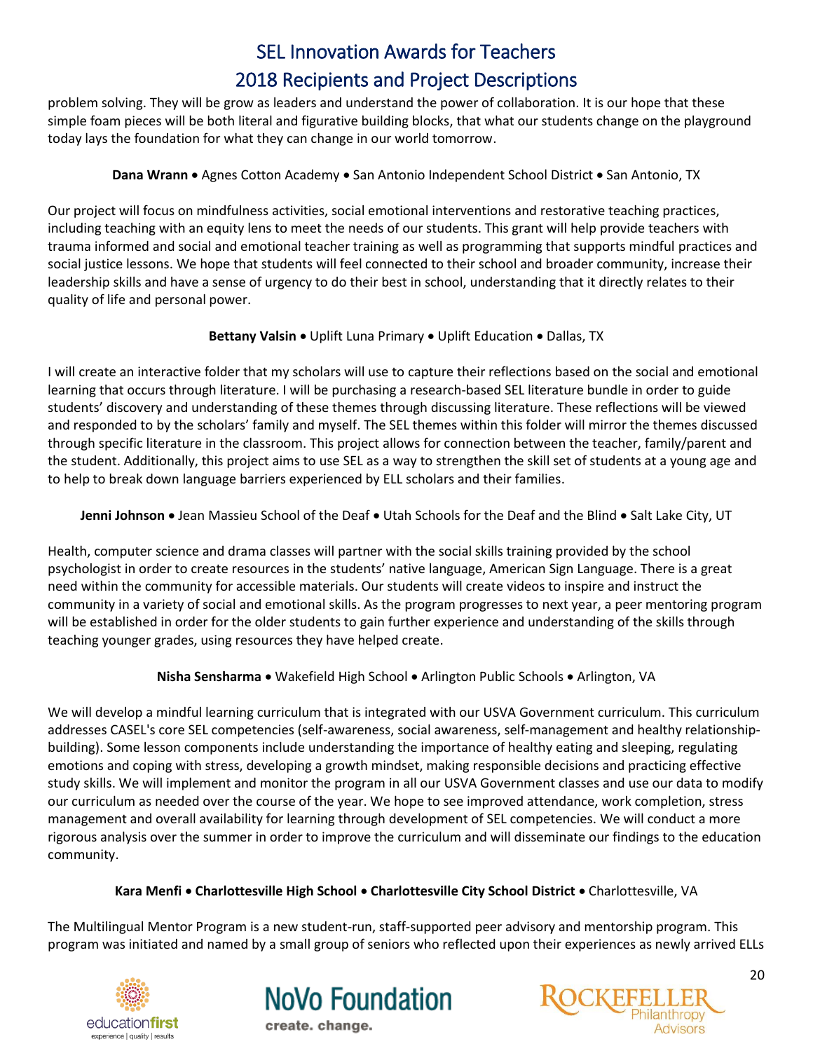problem solving. They will be grow as leaders and understand the power of collaboration. It is our hope that these simple foam pieces will be both literal and figurative building blocks, that what our students change on the playground today lays the foundation for what they can change in our world tomorrow.

**Dana Wrann** • Agnes Cotton Academy • San Antonio Independent School District • San Antonio, TX

Our project will focus on mindfulness activities, social emotional interventions and restorative teaching practices, including teaching with an equity lens to meet the needs of our students. This grant will help provide teachers with trauma informed and social and emotional teacher training as well as programming that supports mindful practices and social justice lessons. We hope that students will feel connected to their school and broader community, increase their leadership skills and have a sense of urgency to do their best in school, understanding that it directly relates to their quality of life and personal power.

**Bettany Valsin** • Uplift Luna Primary • Uplift Education • Dallas, TX

I will create an interactive folder that my scholars will use to capture their reflections based on the social and emotional learning that occurs through literature. I will be purchasing a research-based SEL literature bundle in order to guide students' discovery and understanding of these themes through discussing literature. These reflections will be viewed and responded to by the scholars' family and myself. The SEL themes within this folder will mirror the themes discussed through specific literature in the classroom. This project allows for connection between the teacher, family/parent and the student. Additionally, this project aims to use SEL as a way to strengthen the skill set of students at a young age and to help to break down language barriers experienced by ELL scholars and their families.

**Jenni Johnson** • Jean Massieu School of the Deaf • Utah Schools for the Deaf and the Blind • Salt Lake City, UT

Health, computer science and drama classes will partner with the social skills training provided by the school psychologist in order to create resources in the students' native language, American Sign Language. There is a great need within the community for accessible materials. Our students will create videos to inspire and instruct the community in a variety of social and emotional skills. As the program progresses to next year, a peer mentoring program will be established in order for the older students to gain further experience and understanding of the skills through teaching younger grades, using resources they have helped create.

**Nisha Sensharma** • Wakefield High School • Arlington Public Schools • Arlington, VA

We will develop a mindful learning curriculum that is integrated with our USVA Government curriculum. This curriculum addresses CASEL's core SEL competencies (self-awareness, social awareness, self-management and healthy relationship-building). Some lesson components include understanding the importance of healthy eating and sleeping, regulating emotions and coping with stress, developing a growth mindset, making responsible decisions and practicing effective study skills. We will implement and monitor the program in all our USVA Government classes and use our data to modify our curriculum as needed over the course of the year. We hope to see improved attendance, work completion, stress management and overall availability for learning through development of SEL competencies. We will conduct a more rigorous analysis over the summer in order to improve the curriculum and will disseminate our findings to the education community.

**Kara Menfi • Charlottesville High School • Charlottesville City School District** • Charlottesville, VA

The Multilingual Mentor Program is a new student-run, staff-supported peer advisory and mentorship program. This program was initiated and named by a small group of seniors who reflected upon their experiences as newly arrived ELLs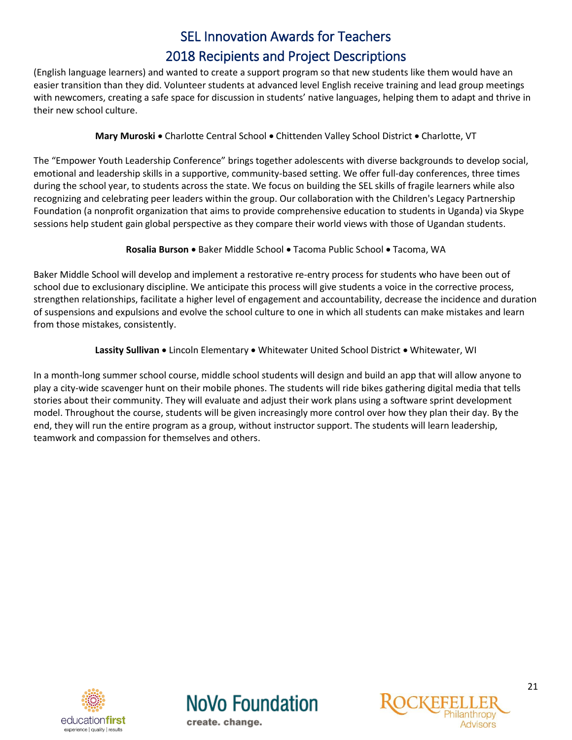(English language learners) and wanted to create a support program so that new students like them would have an easier transition than they did. Volunteer students at advanced level English receive training and lead group meetings with newcomers, creating a safe space for discussion in students' native languages, helping them to adapt and thrive in their new school culture.

**Mary Muroski** • Charlotte Central School • Chittenden Valley School District • Charlotte, VT

The "Empower Youth Leadership Conference" brings together adolescents with diverse backgrounds to develop social, emotional and leadership skills in a supportive, community-based setting. We offer full-day conferences, three times during the school year, to students across the state. We focus on building the SEL skills of fragile learners while also recognizing and celebrating peer leaders within the group. Our collaboration with the Children's Legacy Partnership Foundation (a nonprofit organization that aims to provide comprehensive education to students in Uganda) via Skype sessions help student gain global perspective as they compare their world views with those of Ugandan students.

**Rosalia Burson** • Baker Middle School • Tacoma Public School • Tacoma, WA

Baker Middle School will develop and implement a restorative re-entry process for students who have been out of school due to exclusionary discipline. We anticipate this process will give students a voice in the corrective process, strengthen relationships, facilitate a higher level of engagement and accountability, decrease the incidence and duration of suspensions and expulsions and evolve the school culture to one in which all students can make mistakes and learn from those mistakes, consistently.

**Lassity Sullivan** • Lincoln Elementary • Whitewater United School District • Whitewater, WI

In a month-long summer school course, middle school students will design and build an app that will allow anyone to play a city-wide scavenger hunt on their mobile phones. The students will ride bikes gathering digital media that tells stories about their community. They will evaluate and adjust their work plans using a software sprint development model. Throughout the course, students will be given increasingly more control over how they plan their day. By the end, they will run the entire program as a group, without instructor support. The students will learn leadership, teamwork and compassion for themselves and others.